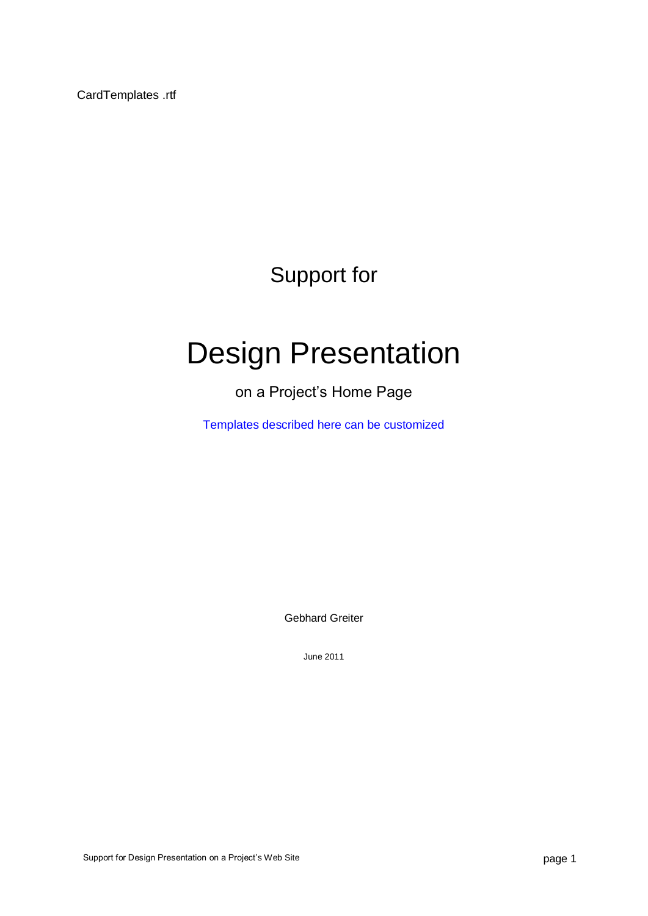CardTemplates .rtf

Support for

# Design Presentation

on a Project's Home Page

Templates described here can be customized

Gebhard Greiter

June 2011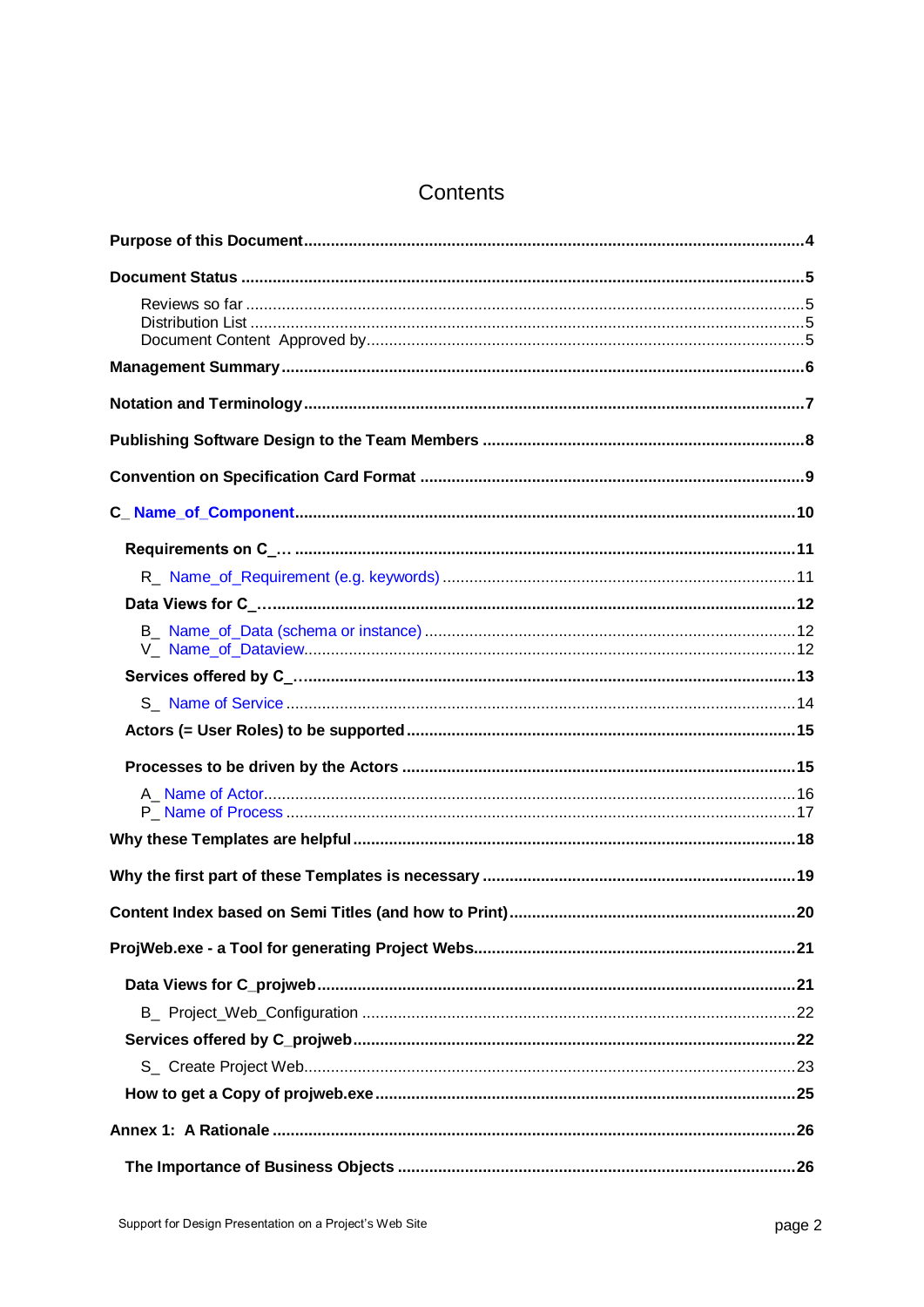# Contents

Purpose of this Document....4

Document Status....5

- Reviews so far....5
- Distribution List....5
- Document Content Approved by....5

Management Summary....6

Notation and Terminology....7

Publishing Software Design to the Team Members....8

Convention on Specification Card Format....9

C_ Name_of_Component....10

- Requirements on C_....11
  - R_ Name_of_Requirement (e.g. keywords)....11
- Data Views for C_....12
  - B_ Name_of_Data (schema or instance)....12
  - V_ Name_of_Dataview....12
- Services offered by C_....13
  - S_ Name of Service....14
- Actors (= User Roles) to be supported....15
- Processes to be driven by the Actors....15
  - A_ Name of Actor....16
  - P_ Name of Process....17

Why these Templates are helpful....18

Why the first part of these Templates is necessary....19

Content Index based on Semi Titles (and how to Print)....20

ProjWeb.exe - a Tool for generating Project Webs....21

- Data Views for C_projweb....21
  - B_ Project_Web_Configuration....22
- Services offered by C_projweb....22
  - S_ Create Project Web....23
- How to get a Copy of projweb.exe....25

Annex 1: A Rationale....26

- The Importance of Business Objects....26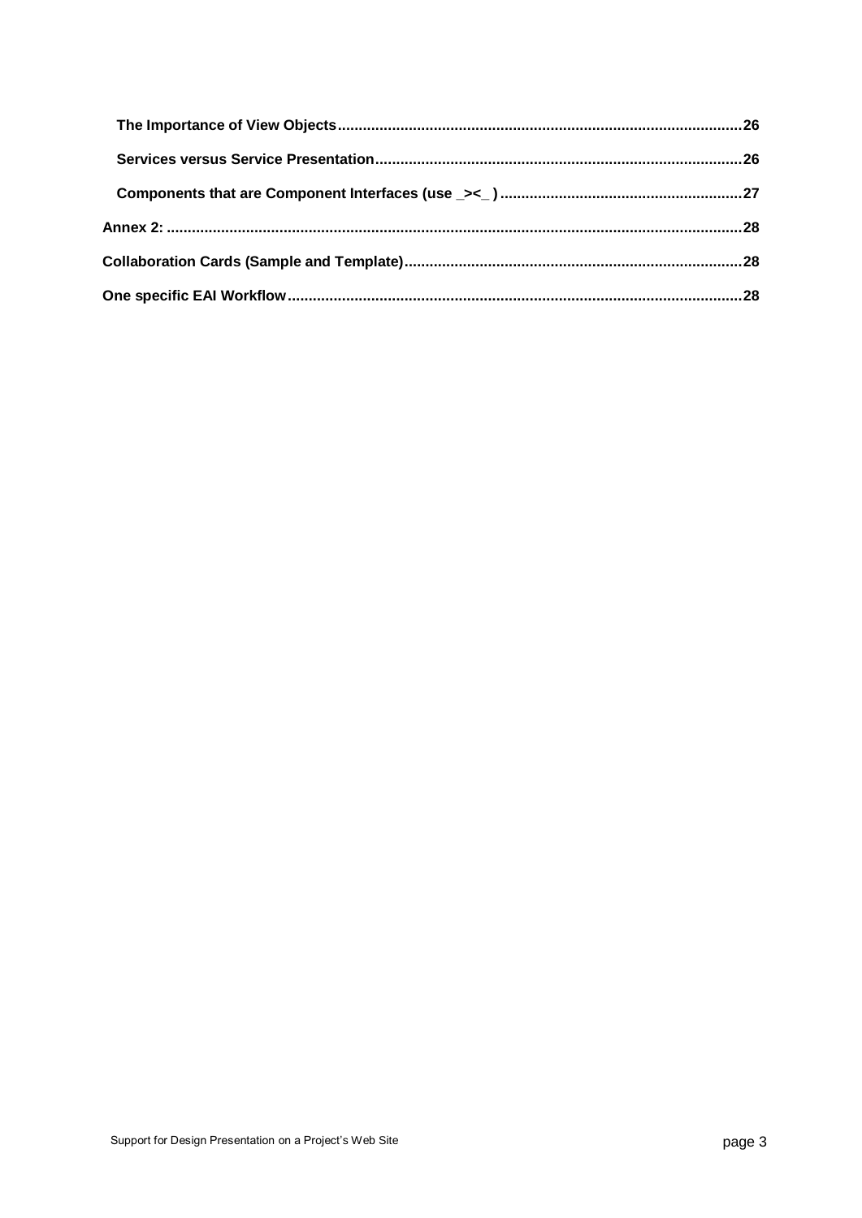The Importance of View Objects........................................................................................26

Services versus Service Presentation................................................................................26

Components that are Component Interfaces (use _><_ )...................................................27

Annex 2: ......................................................................................................................28

Collaboration Cards (Sample and Template)...................................................................28

One specific EAI Workflow.............................................................................................28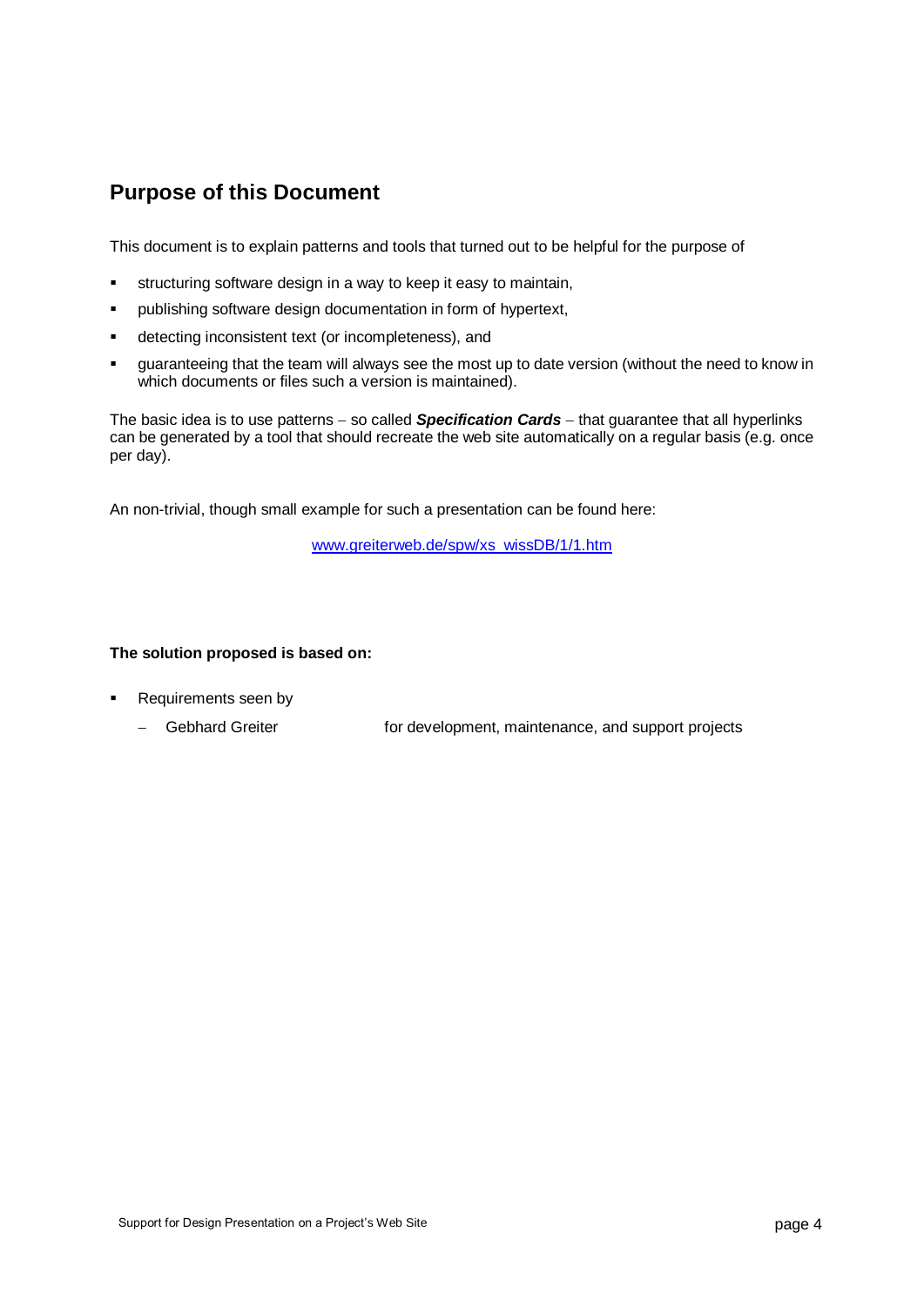## Purpose of this Document

This document is to explain patterns and tools that turned out to be helpful for the purpose of

- structuring software design in a way to keep it easy to maintain,
- publishing software design documentation in form of hypertext,
- detecting inconsistent text (or incompleteness), and
- guaranteeing that the team will always see the most up to date version (without the need to know in which documents or files such a version is maintained).

The basic idea is to use patterns – so called ***Specification Cards*** – that guarantee that all hyperlinks can be generated by a tool that should recreate the web site automatically on a regular basis (e.g. once per day).

An non-trivial, though small example for such a presentation can be found here:

www.greiterweb.de/spw/xs_wissDB/1/1.htm

**The solution proposed is based on:**

- Requirements seen by
  - Gebhard Greiter for development, maintenance, and support projects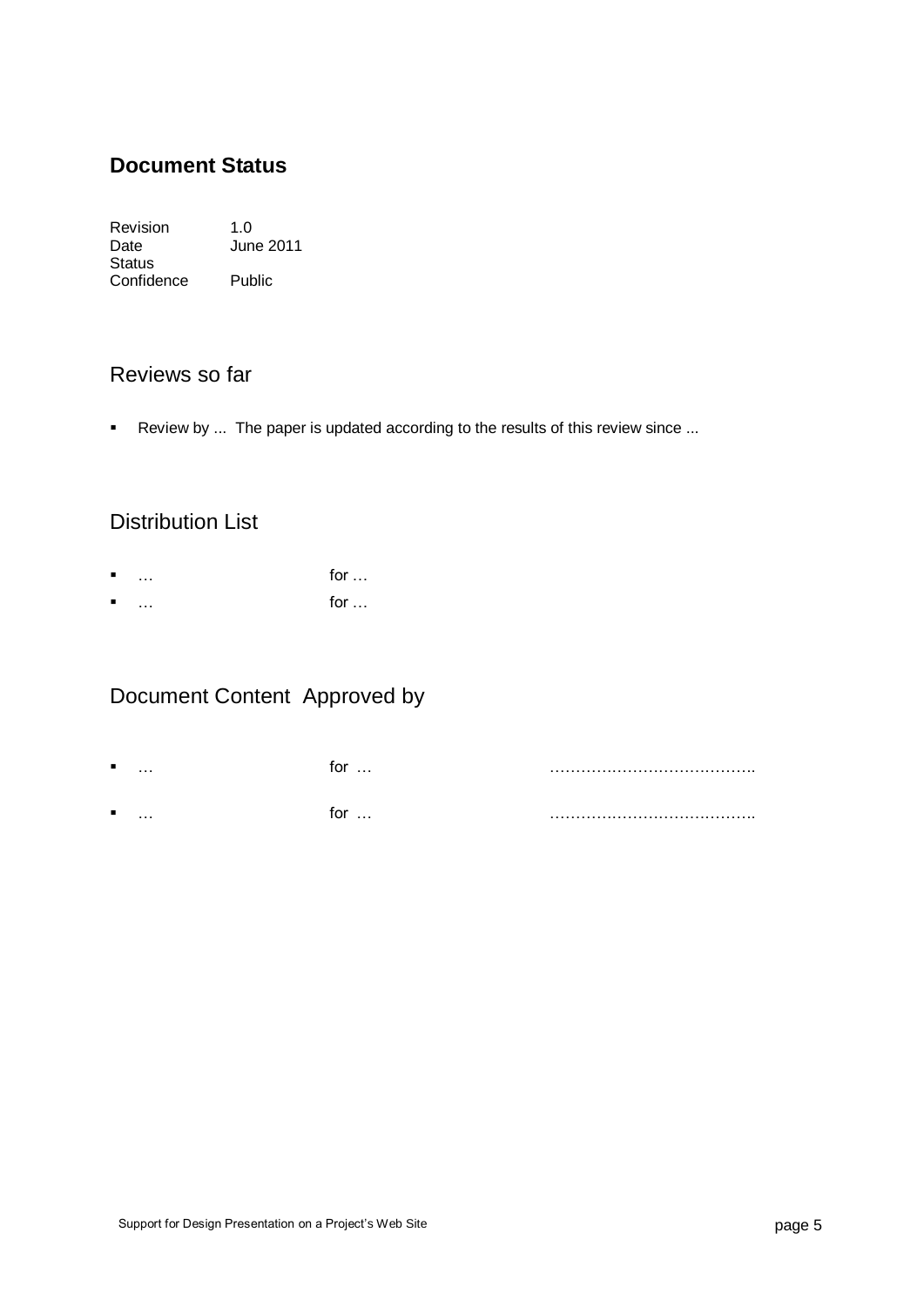## Document Status

| | |
|---|---|
| Revision | 1.0 |
| Date | June 2011 |
| Status | |
| Confidence | Public |

### Reviews so far

- Review by ... The paper is updated according to the results of this review since ...

### Distribution List

- … for …
- … for …

### Document Content Approved by

- … for … …………………………………..
- … for … …………………………………..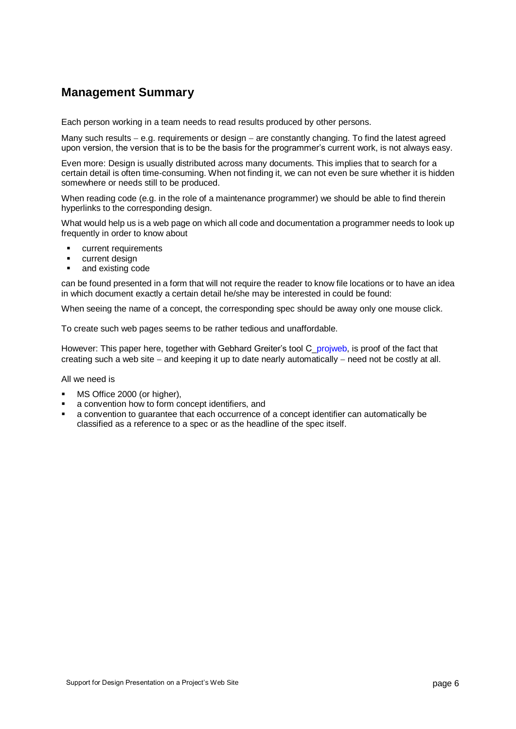## Management Summary

Each person working in a team needs to read results produced by other persons.

Many such results – e.g. requirements or design – are constantly changing. To find the latest agreed upon version, the version that is to be the basis for the programmer's current work, is not always easy.

Even more: Design is usually distributed across many documents. This implies that to search for a certain detail is often time-consuming. When not finding it, we can not even be sure whether it is hidden somewhere or needs still to be produced.

When reading code (e.g. in the role of a maintenance programmer) we should be able to find therein hyperlinks to the corresponding design.

What would help us is a web page on which all code and documentation a programmer needs to look up frequently in order to know about

- current requirements
- current design
- and existing code

can be found presented in a form that will not require the reader to know file locations or to have an idea in which document exactly a certain detail he/she may be interested in could be found:

When seeing the name of a concept, the corresponding spec should be away only one mouse click.

To create such web pages seems to be rather tedious and unaffordable.

However: This paper here, together with Gebhard Greiter's tool C_projweb, is proof of the fact that creating such a web site – and keeping it up to date nearly automatically – need not be costly at all.

All we need is

- MS Office 2000 (or higher),
- a convention how to form concept identifiers, and
- a convention to guarantee that each occurrence of a concept identifier can automatically be classified as a reference to a spec or as the headline of the spec itself.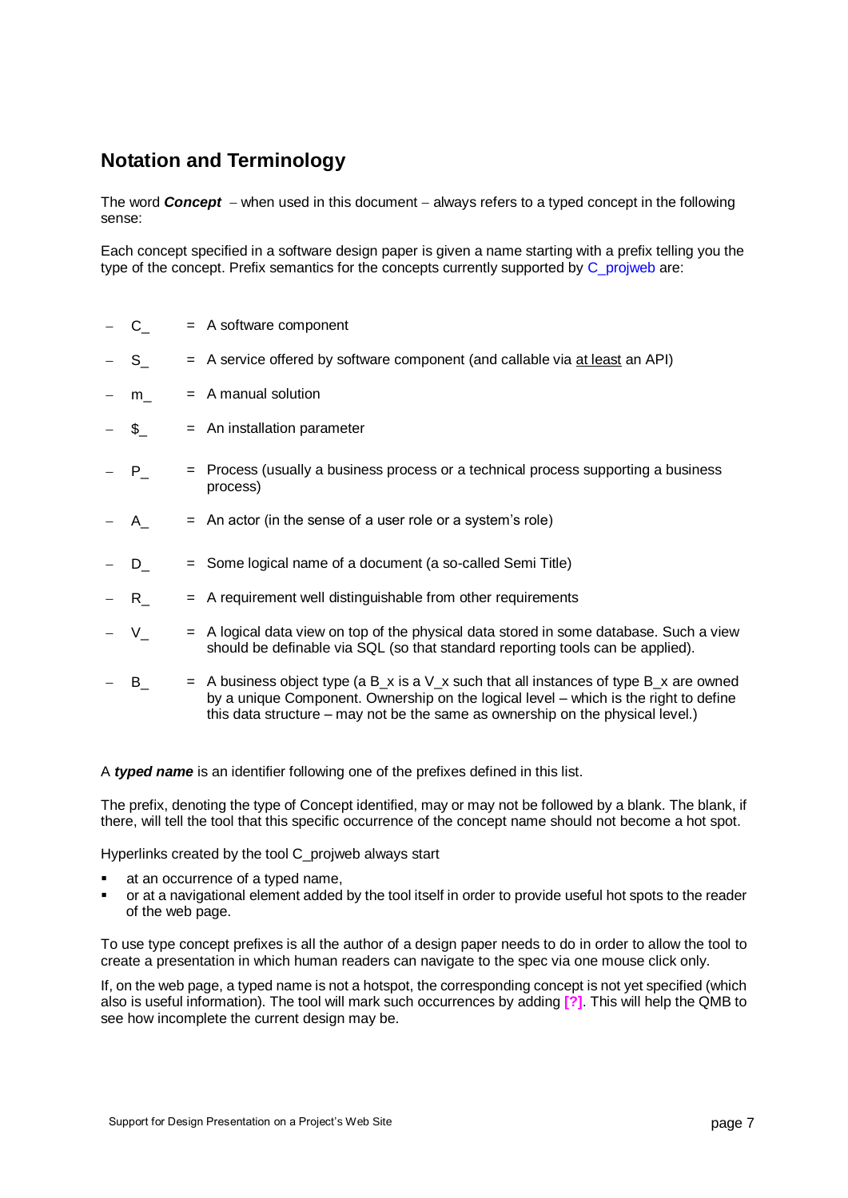## Notation and Terminology

The word ***Concept*** – when used in this document – always refers to a typed concept in the following sense:

Each concept specified in a software design paper is given a name starting with a prefix telling you the type of the concept. Prefix semantics for the concepts currently supported by C_projweb are:

- C_ = A software component
- S_ = A service offered by software component (and callable via at least an API)
- m_ = A manual solution
- $_ = An installation parameter
- P_ = Process (usually a business process or a technical process supporting a business process)
- A_ = An actor (in the sense of a user role or a system's role)
- D_ = Some logical name of a document (a so-called Semi Title)
- R_ = A requirement well distinguishable from other requirements
- V_ = A logical data view on top of the physical data stored in some database. Such a view should be definable via SQL (so that standard reporting tools can be applied).
- B_ = A business object type (a B_x is a V_x such that all instances of type B_x are owned by a unique Component. Ownership on the logical level – which is the right to define this data structure – may not be the same as ownership on the physical level.)

A ***typed name*** is an identifier following one of the prefixes defined in this list.

The prefix, denoting the type of Concept identified, may or may not be followed by a blank. The blank, if there, will tell the tool that this specific occurrence of the concept name should not become a hot spot.

Hyperlinks created by the tool C_projweb always start

- at an occurrence of a typed name,
- or at a navigational element added by the tool itself in order to provide useful hot spots to the reader of the web page.

To use type concept prefixes is all the author of a design paper needs to do in order to allow the tool to create a presentation in which human readers can navigate to the spec via one mouse click only.

If, on the web page, a typed name is not a hotspot, the corresponding concept is not yet specified (which also is useful information). The tool will mark such occurrences by adding **[?]**. This will help the QMB to see how incomplete the current design may be.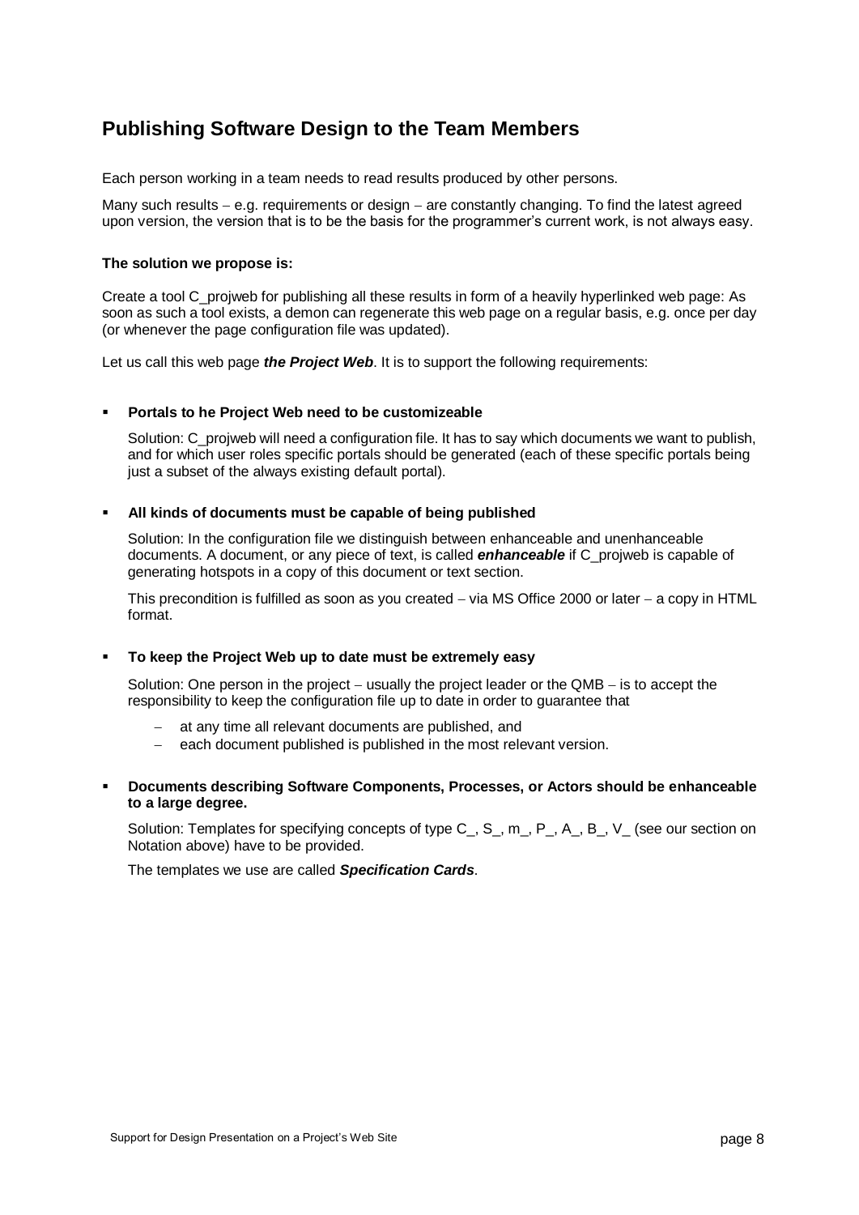## Publishing Software Design to the Team Members

Each person working in a team needs to read results produced by other persons.

Many such results – e.g. requirements or design – are constantly changing. To find the latest agreed upon version, the version that is to be the basis for the programmer's current work, is not always easy.

**The solution we propose is:**

Create a tool C_projweb for publishing all these results in form of a heavily hyperlinked web page: As soon as such a tool exists, a demon can regenerate this web page on a regular basis, e.g. once per day (or whenever the page configuration file was updated).

Let us call this web page ***the Project Web***. It is to support the following requirements:

- **Portals to he Project Web need to be customizeable**

  Solution: C_projweb will need a configuration file. It has to say which documents we want to publish, and for which user roles specific portals should be generated (each of these specific portals being just a subset of the always existing default portal).

- **All kinds of documents must be capable of being published**

  Solution: In the configuration file we distinguish between enhanceable and unenhanceable documents. A document, or any piece of text, is called ***enhanceable*** if C_projweb is capable of generating hotspots in a copy of this document or text section.

  This precondition is fulfilled as soon as you created – via MS Office 2000 or later – a copy in HTML format.

- **To keep the Project Web up to date must be extremely easy**

  Solution: One person in the project – usually the project leader or the QMB – is to accept the responsibility to keep the configuration file up to date in order to guarantee that

  - at any time all relevant documents are published, and
  - each document published is published in the most relevant version.

- **Documents describing Software Components, Processes, or Actors should be enhanceable to a large degree.**

  Solution: Templates for specifying concepts of type C_, S_, m_, P_, A_, B_, V_ (see our section on Notation above) have to be provided.

  The templates we use are called ***Specification Cards***.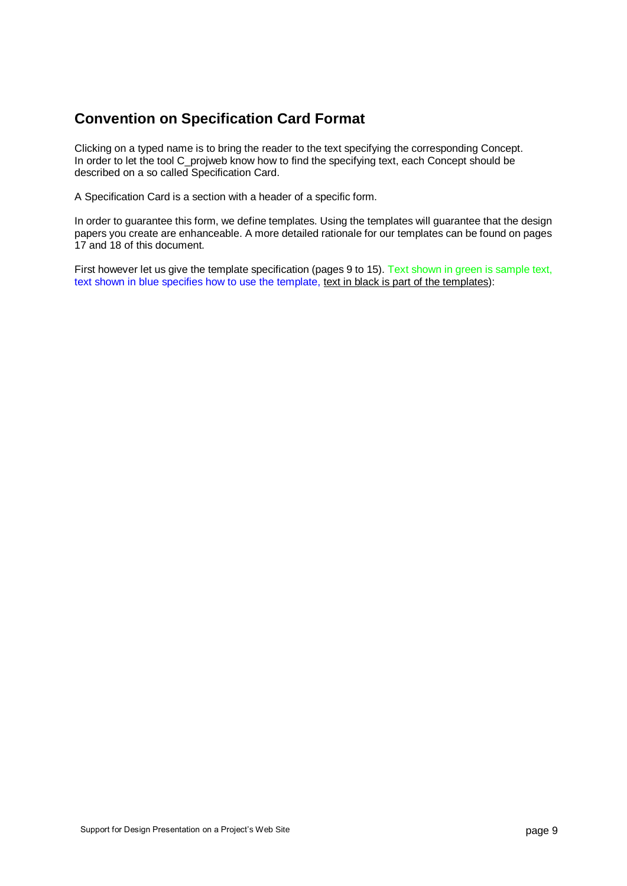## Convention on Specification Card Format

Clicking on a typed name is to bring the reader to the text specifying the corresponding Concept. In order to let the tool C_projweb know how to find the specifying text, each Concept should be described on a so called Specification Card.

A Specification Card is a section with a header of a specific form.

In order to guarantee this form, we define templates. Using the templates will guarantee that the design papers you create are enhanceable. A more detailed rationale for our templates can be found on pages 17 and 18 of this document.

First however let us give the template specification (pages 9 to 15). Text shown in green is sample text, text shown in blue specifies how to use the template, text in black is part of the templates):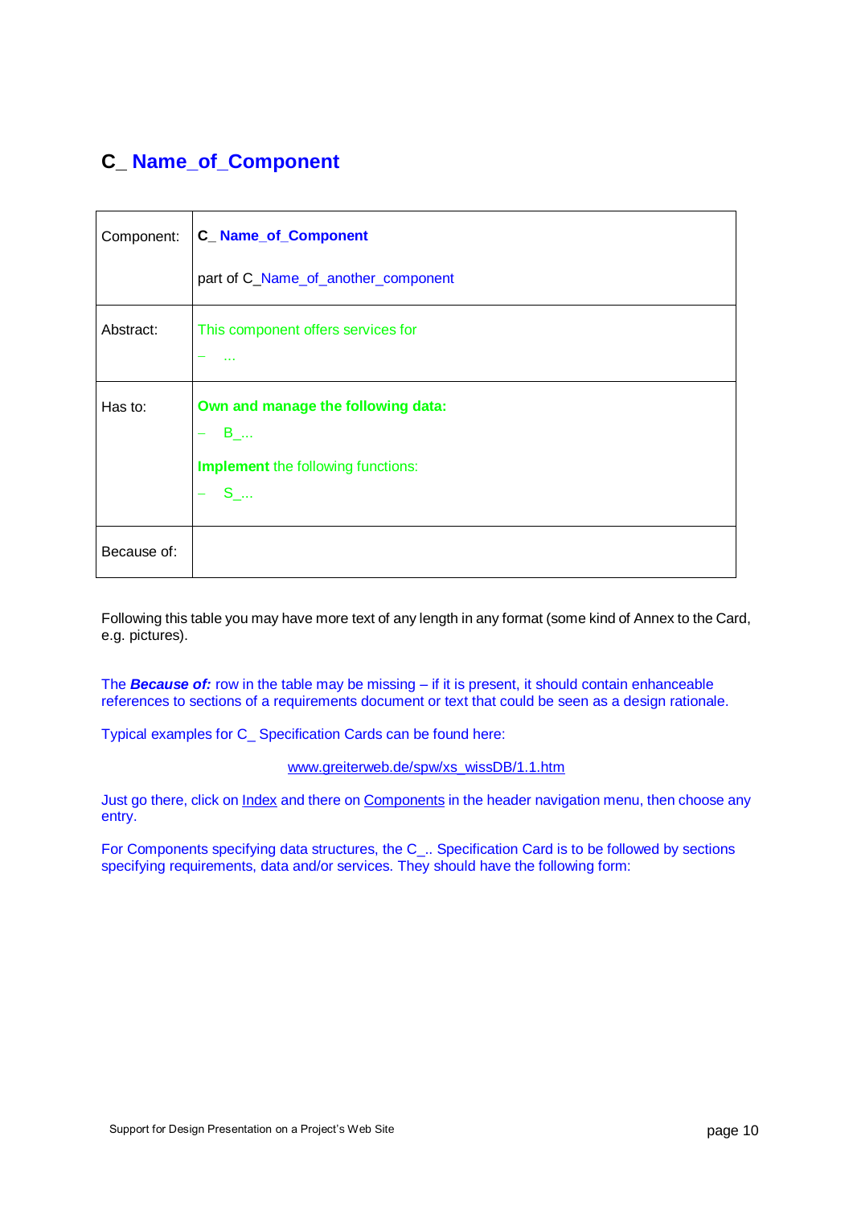## C_ Name_of_Component

| Component: | **C_ Name_of_Component**<br><br>part of C_Name_of_another_component |
|---|---|
| Abstract: | This component offers services for<br>– ... |
| Has to: | **Own and manage the following data:**<br>– B_...<br><br>**Implement** the following functions:<br>– S_... |
| Because of: | |

Following this table you may have more text of any length in any format (some kind of Annex to the Card, e.g. pictures).

The ***Because of:*** row in the table may be missing – if it is present, it should contain enhanceable references to sections of a requirements document or text that could be seen as a design rationale.

Typical examples for C_ Specification Cards can be found here:

www.greiterweb.de/spw/xs_wissDB/1.1.htm

Just go there, click on Index and there on Components in the header navigation menu, then choose any entry.

For Components specifying data structures, the C_.. Specification Card is to be followed by sections specifying requirements, data and/or services. They should have the following form: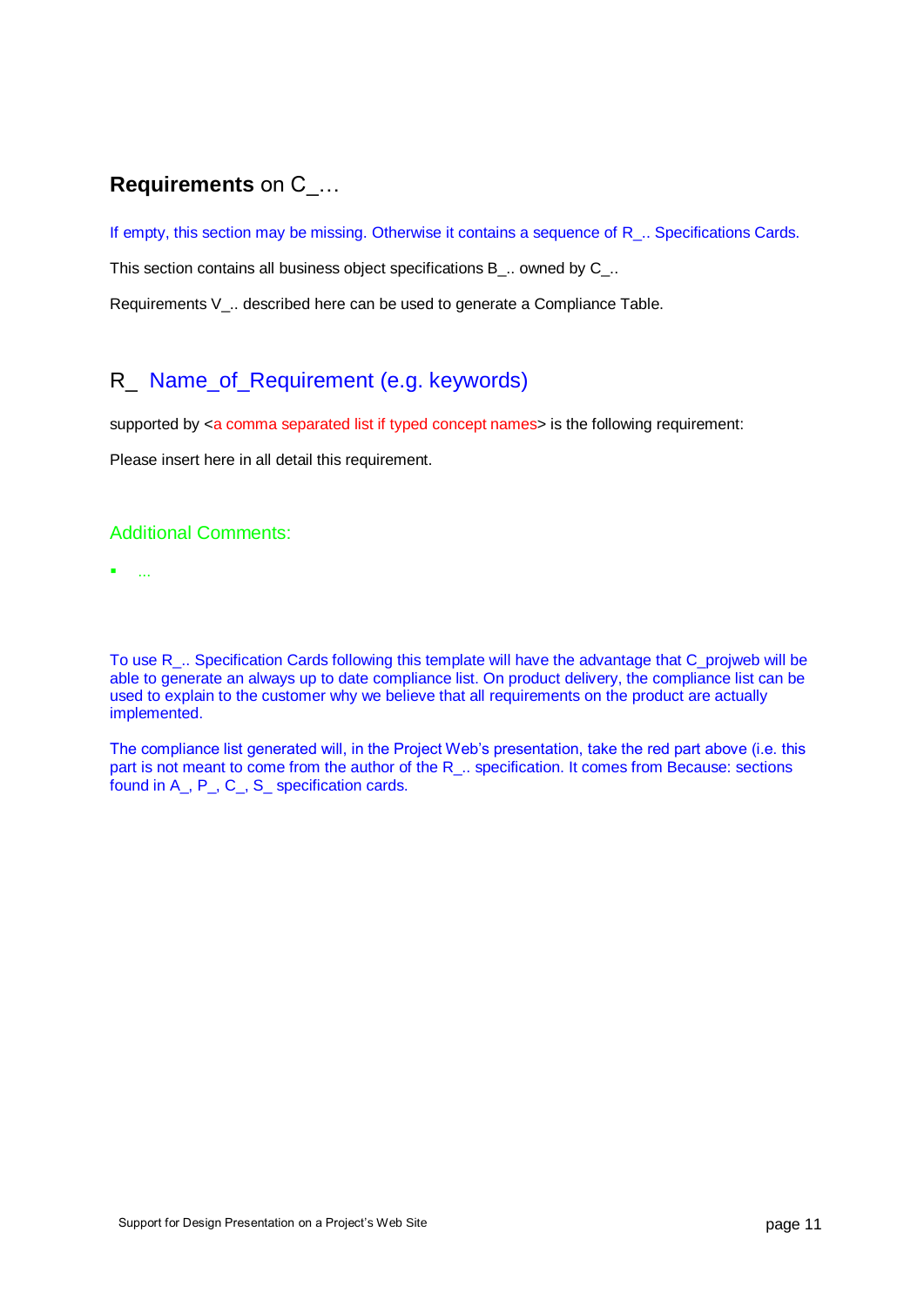## **Requirements** on C_…

If empty, this section may be missing. Otherwise it contains a sequence of R_.. Specifications Cards.

This section contains all business object specifications B_.. owned by C_..

Requirements V_.. described here can be used to generate a Compliance Table.

### R_ Name_of_Requirement (e.g. keywords)

supported by <a comma separated list if typed concept names> is the following requirement:

Please insert here in all detail this requirement.

#### Additional Comments:

- ...

To use R_.. Specification Cards following this template will have the advantage that C_projweb will be able to generate an always up to date compliance list. On product delivery, the compliance list can be used to explain to the customer why we believe that all requirements on the product are actually implemented.

The compliance list generated will, in the Project Web's presentation, take the red part above (i.e. this part is not meant to come from the author of the R_.. specification. It comes from Because: sections found in A_, P_, C_, S_ specification cards.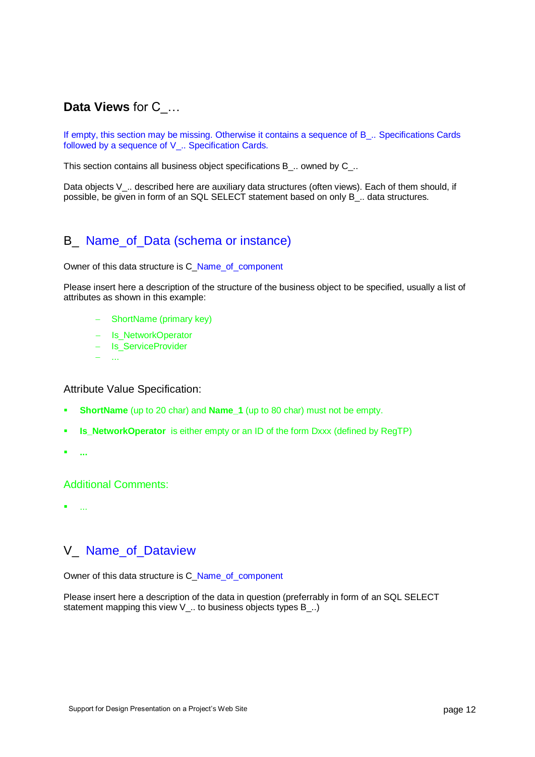## **Data Views** for C_…

If empty, this section may be missing. Otherwise it contains a sequence of B_.. Specifications Cards followed by a sequence of V_.. Specification Cards.

This section contains all business object specifications B_.. owned by C_..

Data objects V_.. described here are auxiliary data structures (often views). Each of them should, if possible, be given in form of an SQL SELECT statement based on only B_.. data structures.

### B_ Name_of_Data (schema or instance)

Owner of this data structure is C_Name_of_component

Please insert here a description of the structure of the business object to be specified, usually a list of attributes as shown in this example:

- ShortName (primary key)
- Is_NetworkOperator
- Is_ServiceProvider
- ...

#### Attribute Value Specification:

- **ShortName** (up to 20 char) and **Name_1** (up to 80 char) must not be empty.
- **Is_NetworkOperator** is either empty or an ID of the form Dxxx (defined by RegTP)
- **...**

#### Additional Comments:

- ...

### V_ Name_of_Dataview

Owner of this data structure is C_Name_of_component

Please insert here a description of the data in question (preferrably in form of an SQL SELECT statement mapping this view V_.. to business objects types B_..)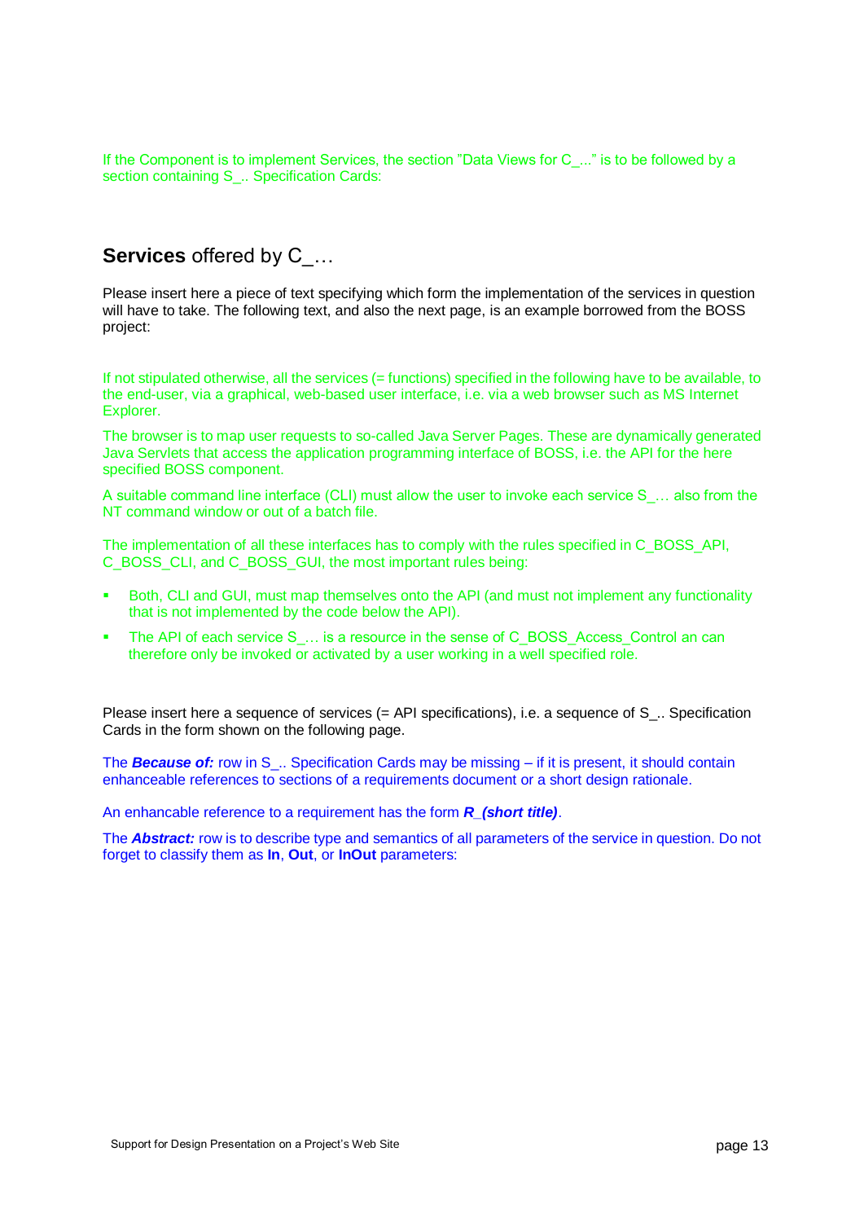If the Component is to implement Services, the section "Data Views for C_..." is to be followed by a section containing S_.. Specification Cards:

## **Services** offered by C_…

Please insert here a piece of text specifying which form the implementation of the services in question will have to take. The following text, and also the next page, is an example borrowed from the BOSS project:

If not stipulated otherwise, all the services (= functions) specified in the following have to be available, to the end-user, via a graphical, web-based user interface, i.e. via a web browser such as MS Internet Explorer.

The browser is to map user requests to so-called Java Server Pages. These are dynamically generated Java Servlets that access the application programming interface of BOSS, i.e. the API for the here specified BOSS component.

A suitable command line interface (CLI) must allow the user to invoke each service S_… also from the NT command window or out of a batch file.

The implementation of all these interfaces has to comply with the rules specified in C_BOSS_API, C_BOSS_CLI, and C_BOSS_GUI, the most important rules being:

- Both, CLI and GUI, must map themselves onto the API (and must not implement any functionality that is not implemented by the code below the API).
- The API of each service S_… is a resource in the sense of C_BOSS_Access_Control an can therefore only be invoked or activated by a user working in a well specified role.

Please insert here a sequence of services (= API specifications), i.e. a sequence of S_.. Specification Cards in the form shown on the following page.

The ***Because of:*** row in S_.. Specification Cards may be missing – if it is present, it should contain enhanceable references to sections of a requirements document or a short design rationale.

An enhancable reference to a requirement has the form ***R_(short title)***.

The ***Abstract:*** row is to describe type and semantics of all parameters of the service in question. Do not forget to classify them as **In**, **Out**, or **InOut** parameters: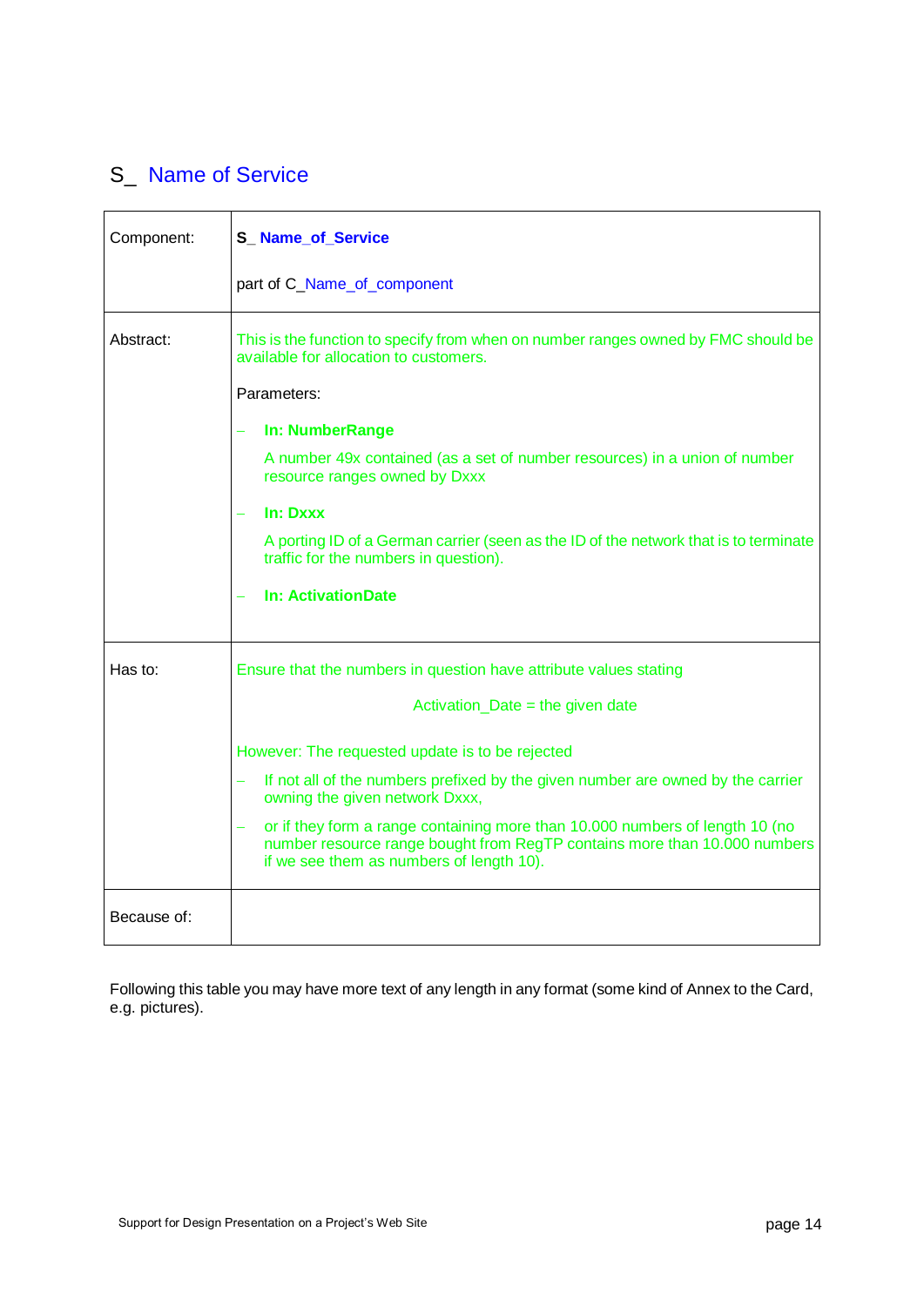## S_ Name of Service

| | |
|---|---|
| Component: | **S_ Name_of_Service**<br><br>part of C_Name_of_component |
| Abstract: | This is the function to specify from when on number ranges owned by FMC should be available for allocation to customers.<br><br>Parameters:<br><br>– **In: NumberRange**<br>A number 49x contained (as a set of number resources) in a union of number resource ranges owned by Dxxx<br><br>– **In: Dxxx**<br>A porting ID of a German carrier (seen as the ID of the network that is to terminate traffic for the numbers in question).<br><br>– **In: ActivationDate** |
| Has to: | Ensure that the numbers in question have attribute values stating<br><br>Activation_Date = the given date<br><br>However: The requested update is to be rejected<br><br>– If not all of the numbers prefixed by the given number are owned by the carrier owning the given network Dxxx,<br><br>– or if they form a range containing more than 10.000 numbers of length 10 (no number resource range bought from RegTP contains more than 10.000 numbers if we see them as numbers of length 10). |
| Because of: | |

Following this table you may have more text of any length in any format (some kind of Annex to the Card, e.g. pictures).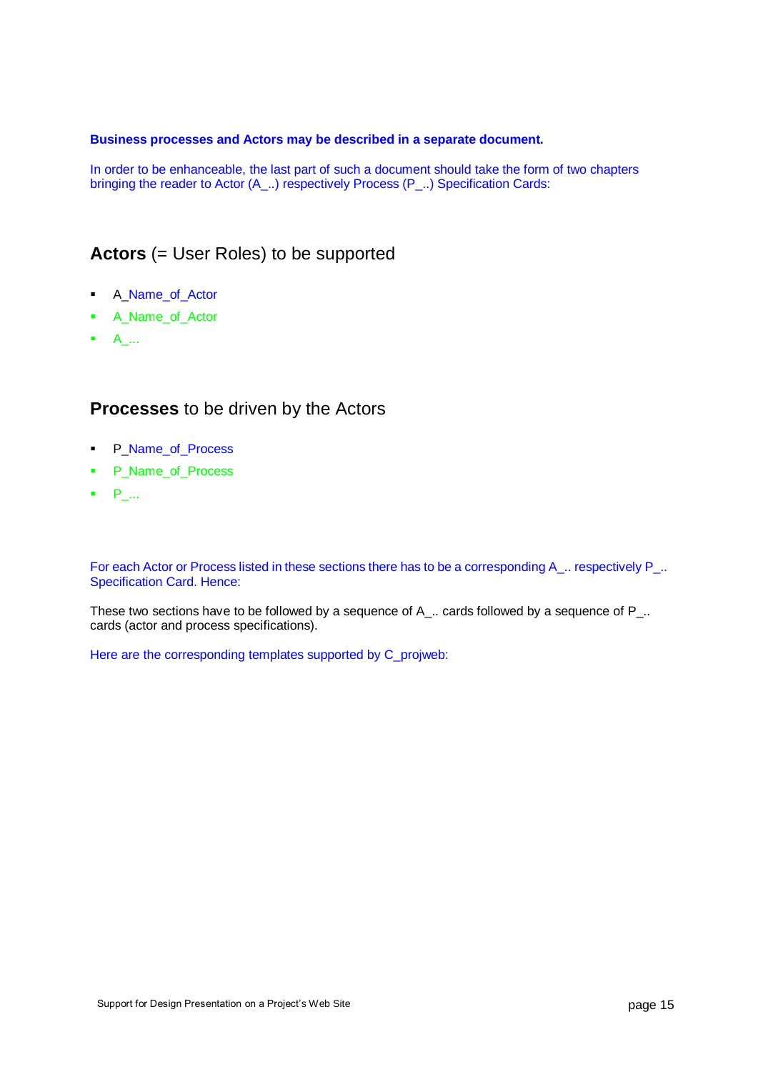**Business processes and Actors may be described in a separate document.**

In order to be enhanceable, the last part of such a document should take the form of two chapters bringing the reader to Actor (A_..) respectively Process (P_..) Specification Cards:

## **Actors** (= User Roles) to be supported

- A_Name_of_Actor
- A_Name_of_Actor
- A_...

## **Processes** to be driven by the Actors

- P_Name_of_Process
- P_Name_of_Process
- P_...

For each Actor or Process listed in these sections there has to be a corresponding A_.. respectively P_.. Specification Card. Hence:

These two sections have to be followed by a sequence of A_.. cards followed by a sequence of P_.. cards (actor and process specifications).

Here are the corresponding templates supported by C_projweb: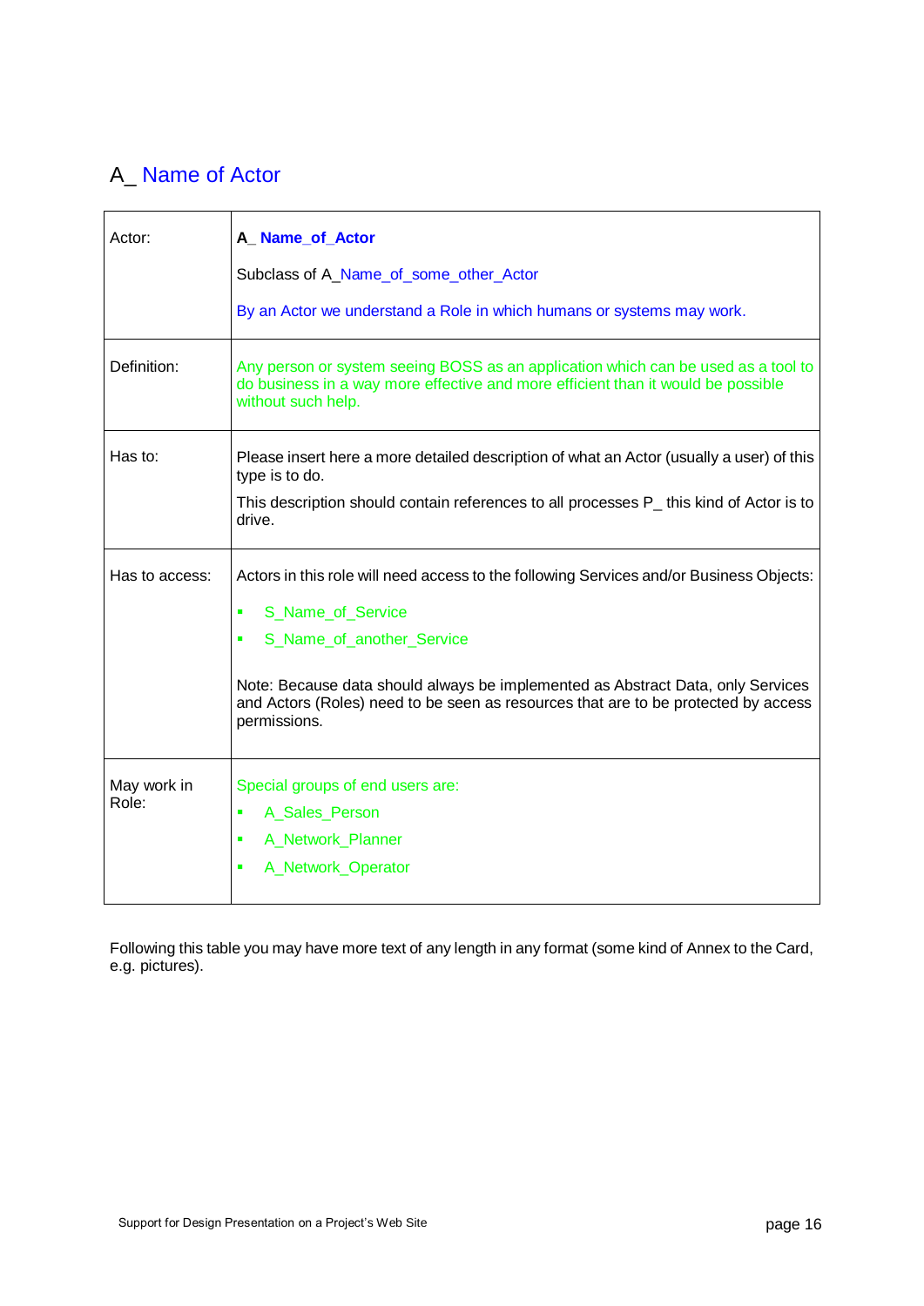## A_ Name of Actor

| | |
|---|---|
| Actor: | **A_ Name_of_Actor**<br><br>Subclass of A_Name_of_some_other_Actor<br><br>By an Actor we understand a Role in which humans or systems may work. |
| Definition: | Any person or system seeing BOSS as an application which can be used as a tool to do business in a way more effective and more efficient than it would be possible without such help. |
| Has to: | Please insert here a more detailed description of what an Actor (usually a user) of this type is to do.<br><br>This description should contain references to all processes P_ this kind of Actor is to drive. |
| Has to access: | Actors in this role will need access to the following Services and/or Business Objects:<br><br>▪ S_Name_of_Service<br>▪ S_Name_of_another_Service<br><br>Note: Because data should always be implemented as Abstract Data, only Services and Actors (Roles) need to be seen as resources that are to be protected by access permissions. |
| May work in Role: | Special groups of end users are:<br>▪ A_Sales_Person<br>▪ A_Network_Planner<br>▪ A_Network_Operator |

Following this table you may have more text of any length in any format (some kind of Annex to the Card, e.g. pictures).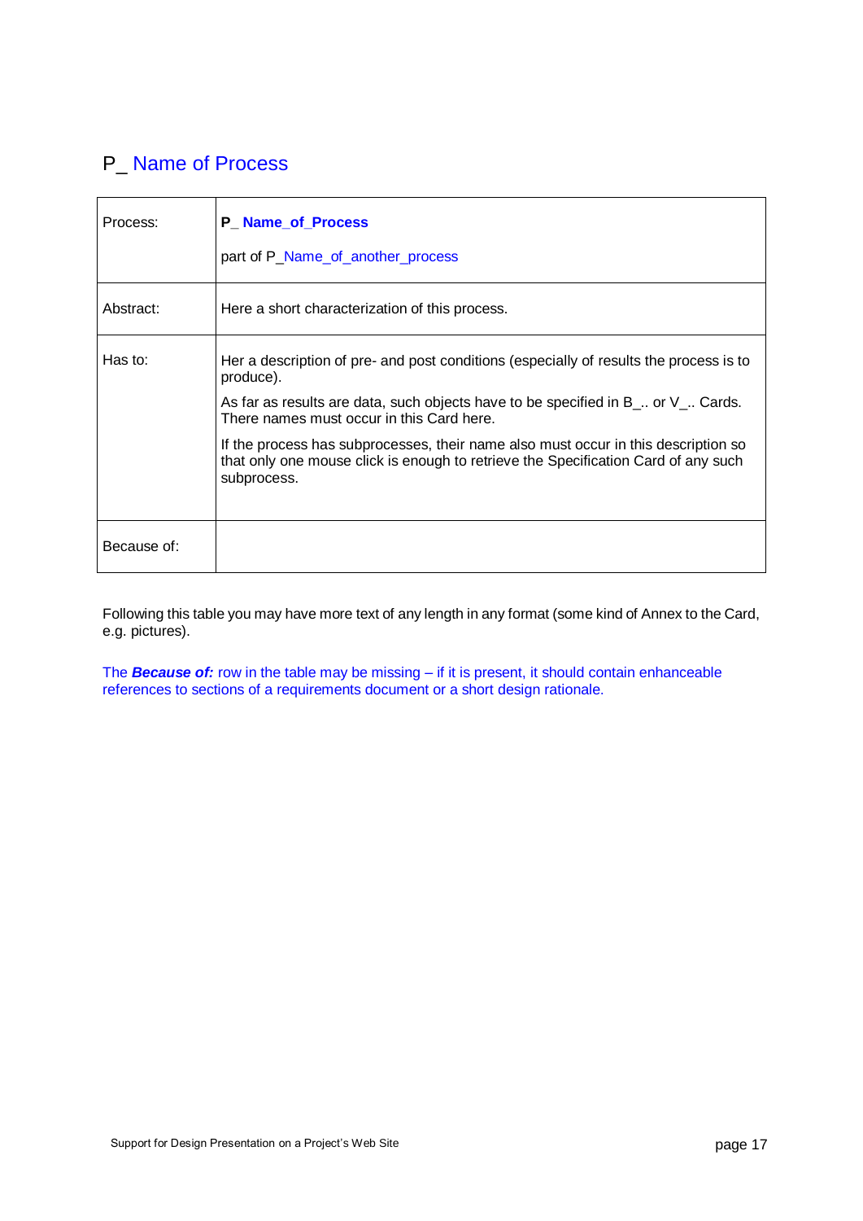## P_ Name of Process

| Process: | **P_ Name_of_Process**<br><br>part of P_Name_of_another_process |
|---|---|
| Abstract: | Here a short characterization of this process. |
| Has to: | Her a description of pre- and post conditions (especially of results the process is to produce).<br><br>As far as results are data, such objects have to be specified in B_.. or V_.. Cards. There names must occur in this Card here.<br><br>If the process has subprocesses, their name also must occur in this description so that only one mouse click is enough to retrieve the Specification Card of any such subprocess. |
| Because of: | |

Following this table you may have more text of any length in any format (some kind of Annex to the Card, e.g. pictures).

The ***Because of:*** row in the table may be missing – if it is present, it should contain enhanceable references to sections of a requirements document or a short design rationale.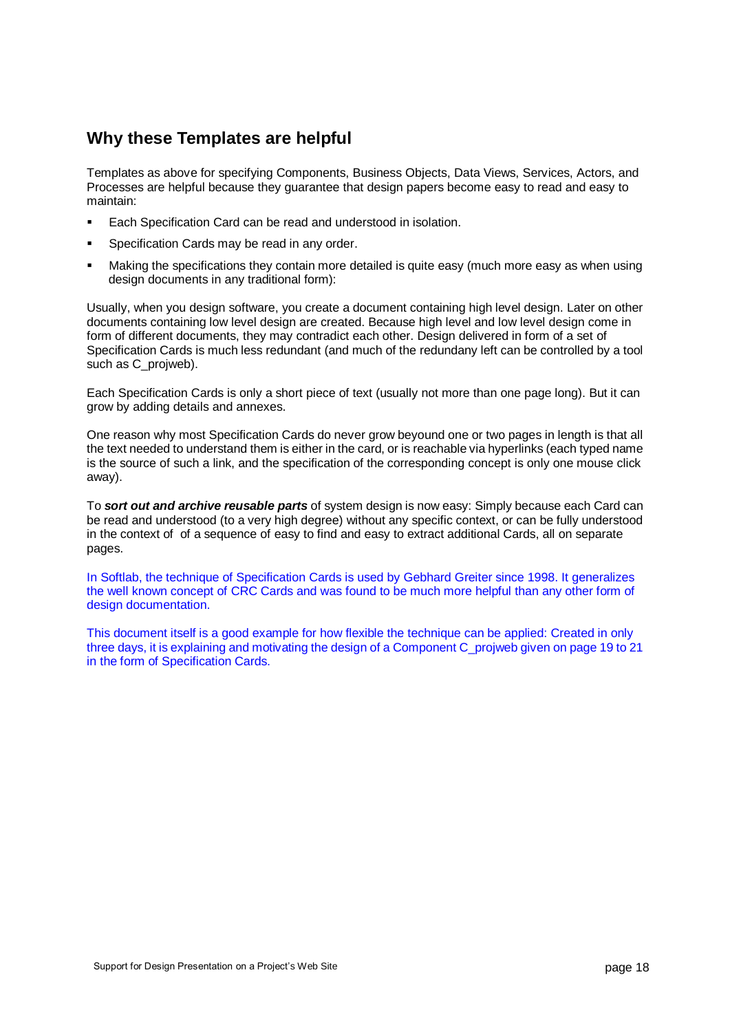## Why these Templates are helpful

Templates as above for specifying Components, Business Objects, Data Views, Services, Actors, and Processes are helpful because they guarantee that design papers become easy to read and easy to maintain:

- Each Specification Card can be read and understood in isolation.
- Specification Cards may be read in any order.
- Making the specifications they contain more detailed is quite easy (much more easy as when using design documents in any traditional form):

Usually, when you design software, you create a document containing high level design. Later on other documents containing low level design are created. Because high level and low level design come in form of different documents, they may contradict each other. Design delivered in form of a set of Specification Cards is much less redundant (and much of the redundany left can be controlled by a tool such as C_projweb).

Each Specification Cards is only a short piece of text (usually not more than one page long). But it can grow by adding details and annexes.

One reason why most Specification Cards do never grow beyound one or two pages in length is that all the text needed to understand them is either in the card, or is reachable via hyperlinks (each typed name is the source of such a link, and the specification of the corresponding concept is only one mouse click away).

To ***sort out and archive reusable parts*** of system design is now easy: Simply because each Card can be read and understood (to a very high degree) without any specific context, or can be fully understood in the context of  of a sequence of easy to find and easy to extract additional Cards, all on separate pages.

In Softlab, the technique of Specification Cards is used by Gebhard Greiter since 1998. It generalizes the well known concept of CRC Cards and was found to be much more helpful than any other form of design documentation.

This document itself is a good example for how flexible the technique can be applied: Created in only three days, it is explaining and motivating the design of a Component C_projweb given on page 19 to 21 in the form of Specification Cards.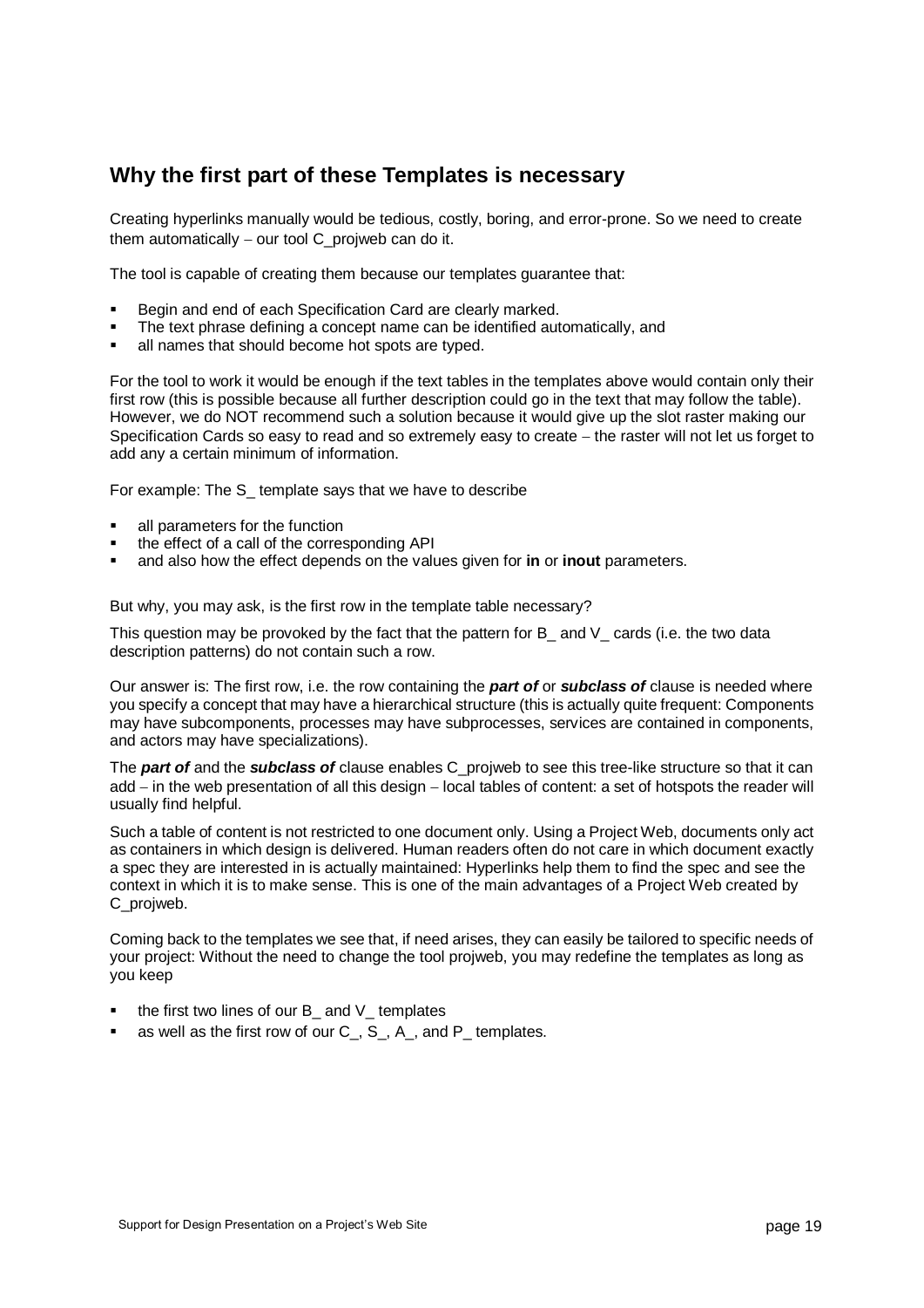## Why the first part of these Templates is necessary

Creating hyperlinks manually would be tedious, costly, boring, and error-prone. So we need to create them automatically – our tool C_projweb can do it.

The tool is capable of creating them because our templates guarantee that:

- Begin and end of each Specification Card are clearly marked.
- The text phrase defining a concept name can be identified automatically, and
- all names that should become hot spots are typed.

For the tool to work it would be enough if the text tables in the templates above would contain only their first row (this is possible because all further description could go in the text that may follow the table). However, we do NOT recommend such a solution because it would give up the slot raster making our Specification Cards so easy to read and so extremely easy to create – the raster will not let us forget to add any a certain minimum of information.

For example: The S_ template says that we have to describe

- all parameters for the function
- the effect of a call of the corresponding API
- and also how the effect depends on the values given for **in** or **inout** parameters.

But why, you may ask, is the first row in the template table necessary?

This question may be provoked by the fact that the pattern for B_ and V_ cards (i.e. the two data description patterns) do not contain such a row.

Our answer is: The first row, i.e. the row containing the ***part of*** or ***subclass of*** clause is needed where you specify a concept that may have a hierarchical structure (this is actually quite frequent: Components may have subcomponents, processes may have subprocesses, services are contained in components, and actors may have specializations).

The ***part of*** and the ***subclass of*** clause enables C_projweb to see this tree-like structure so that it can add – in the web presentation of all this design – local tables of content: a set of hotspots the reader will usually find helpful.

Such a table of content is not restricted to one document only. Using a Project Web, documents only act as containers in which design is delivered. Human readers often do not care in which document exactly a spec they are interested in is actually maintained: Hyperlinks help them to find the spec and see the context in which it is to make sense. This is one of the main advantages of a Project Web created by C_projweb.

Coming back to the templates we see that, if need arises, they can easily be tailored to specific needs of your project: Without the need to change the tool projweb, you may redefine the templates as long as you keep

- the first two lines of our B_ and V_ templates
- as well as the first row of our C_, S_, A_, and P_ templates.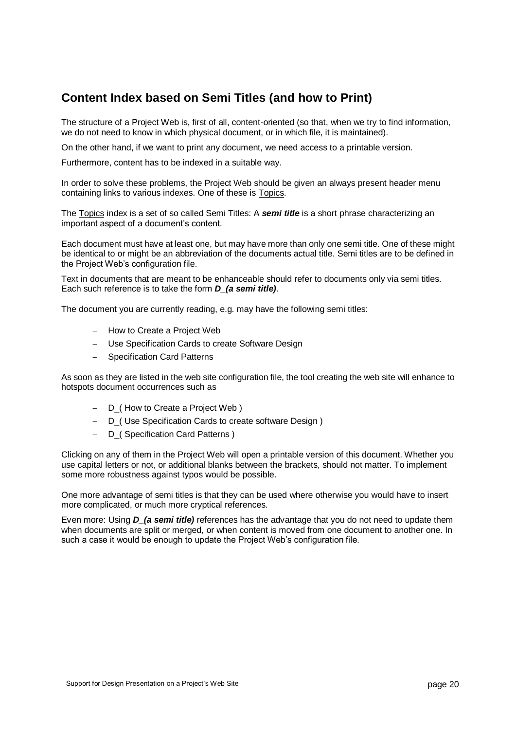## Content Index based on Semi Titles (and how to Print)

The structure of a Project Web is, first of all, content-oriented (so that, when we try to find information, we do not need to know in which physical document, or in which file, it is maintained).

On the other hand, if we want to print any document, we need access to a printable version.

Furthermore, content has to be indexed in a suitable way.

In order to solve these problems, the Project Web should be given an always present header menu containing links to various indexes. One of these is Topics.

The Topics index is a set of so called Semi Titles: A ***semi title*** is a short phrase characterizing an important aspect of a document's content.

Each document must have at least one, but may have more than only one semi title. One of these might be identical to or might be an abbreviation of the documents actual title. Semi titles are to be defined in the Project Web's configuration file.

Text in documents that are meant to be enhanceable should refer to documents only via semi titles. Each such reference is to take the form ***D_(a semi title)***.

The document you are currently reading, e.g. may have the following semi titles:

- How to Create a Project Web
- Use Specification Cards to create Software Design
- Specification Card Patterns

As soon as they are listed in the web site configuration file, the tool creating the web site will enhance to hotspots document occurrences such as

- D_( How to Create a Project Web )
- D_( Use Specification Cards to create software Design )
- D_( Specification Card Patterns )

Clicking on any of them in the Project Web will open a printable version of this document. Whether you use capital letters or not, or additional blanks between the brackets, should not matter. To implement some more robustness against typos would be possible.

One more advantage of semi titles is that they can be used where otherwise you would have to insert more complicated, or much more cryptical references.

Even more: Using ***D_(a semi title)*** references has the advantage that you do not need to update them when documents are split or merged, or when content is moved from one document to another one. In such a case it would be enough to update the Project Web's configuration file.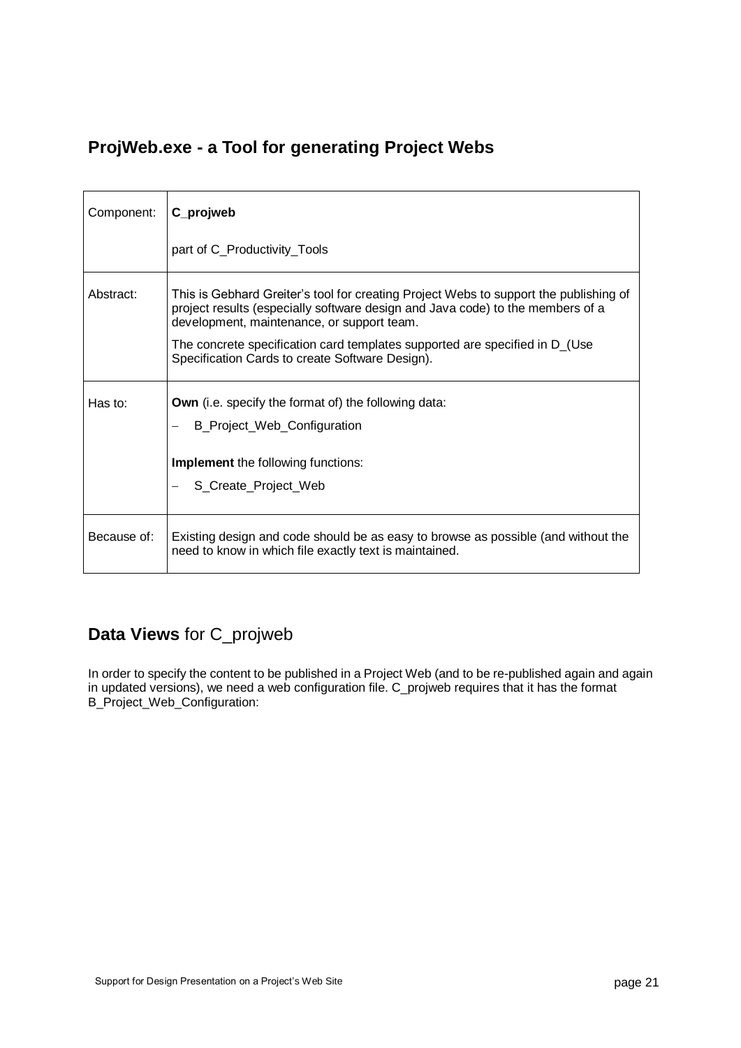## ProjWeb.exe - a Tool for generating Project Webs

| | |
|---|---|
| Component: | **C_projweb**<br><br>part of C_Productivity_Tools |
| Abstract: | This is Gebhard Greiter's tool for creating Project Webs to support the publishing of project results (especially software design and Java code) to the members of a development, maintenance, or support team.<br><br>The concrete specification card templates supported are specified in D_(Use Specification Cards to create Software Design). |
| Has to: | **Own** (i.e. specify the format of) the following data:<br>– B_Project_Web_Configuration<br><br>**Implement** the following functions:<br>– S_Create_Project_Web |
| Because of: | Existing design and code should be as easy to browse as possible (and without the need to know in which file exactly text is maintained. |

## **Data Views** for C_projweb

In order to specify the content to be published in a Project Web (and to be re-published again and again in updated versions), we need a web configuration file. C_projweb requires that it has the format B_Project_Web_Configuration: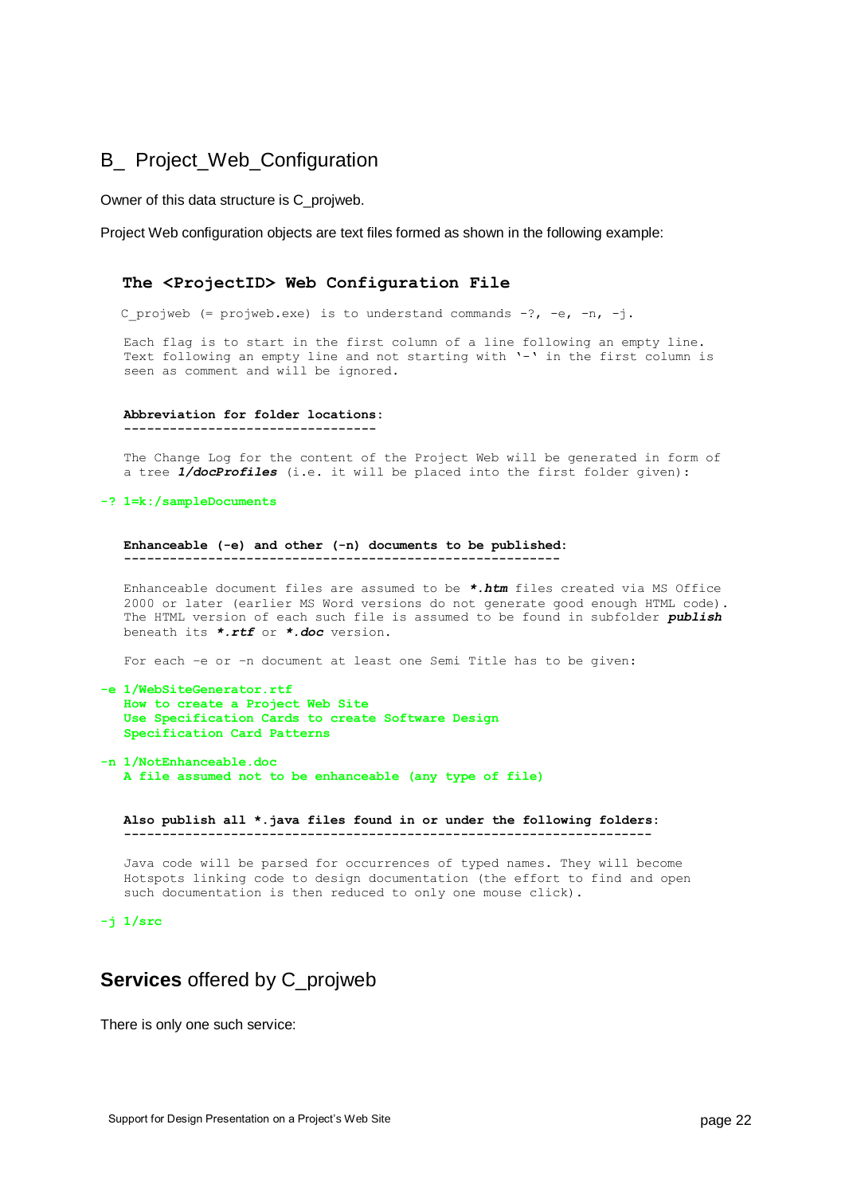## B_ Project_Web_Configuration

Owner of this data structure is C_projweb.

Project Web configuration objects are text files formed as shown in the following example:

```
The <ProjectID> Web Configuration File

C_projweb (= projweb.exe) is to understand commands -?, -e, -n, -j.

Each flag is to start in the first column of a line following an empty line.
Text following an empty line and not starting with '-' in the first column is
seen as comment and will be ignored.


Abbreviation for folder locations:
---------------------------------

The Change Log for the content of the Project Web will be generated in form of
a tree 1/docProfiles (i.e. it will be placed into the first folder given):

-? 1=k:/sampleDocuments


Enhanceable (-e) and other (-n) documents to be published:
----------------------------------------------------------

Enhanceable document files are assumed to be *.htm files created via MS Office
2000 or later (earlier MS Word versions do not generate good enough HTML code).
The HTML version of each such file is assumed to be found in subfolder publish
beneath its *.rtf or *.doc version.

For each -e or -n document at least one Semi Title has to be given:

-e 1/WebSiteGenerator.rtf
   How to create a Project Web Site
   Use Specification Cards to create Software Design
   Specification Card Patterns

-n 1/NotEnhanceable.doc
   A file assumed not to be enhanceable (any type of file)


Also publish all *.java files found in or under the following folders:
----------------------------------------------------------------------

Java code will be parsed for occurrences of typed names. They will become
Hotspots linking code to design documentation (the effort to find and open
such documentation is then reduced to only one mouse click).

-j 1/src
```

## **Services** offered by C_projweb

There is only one such service: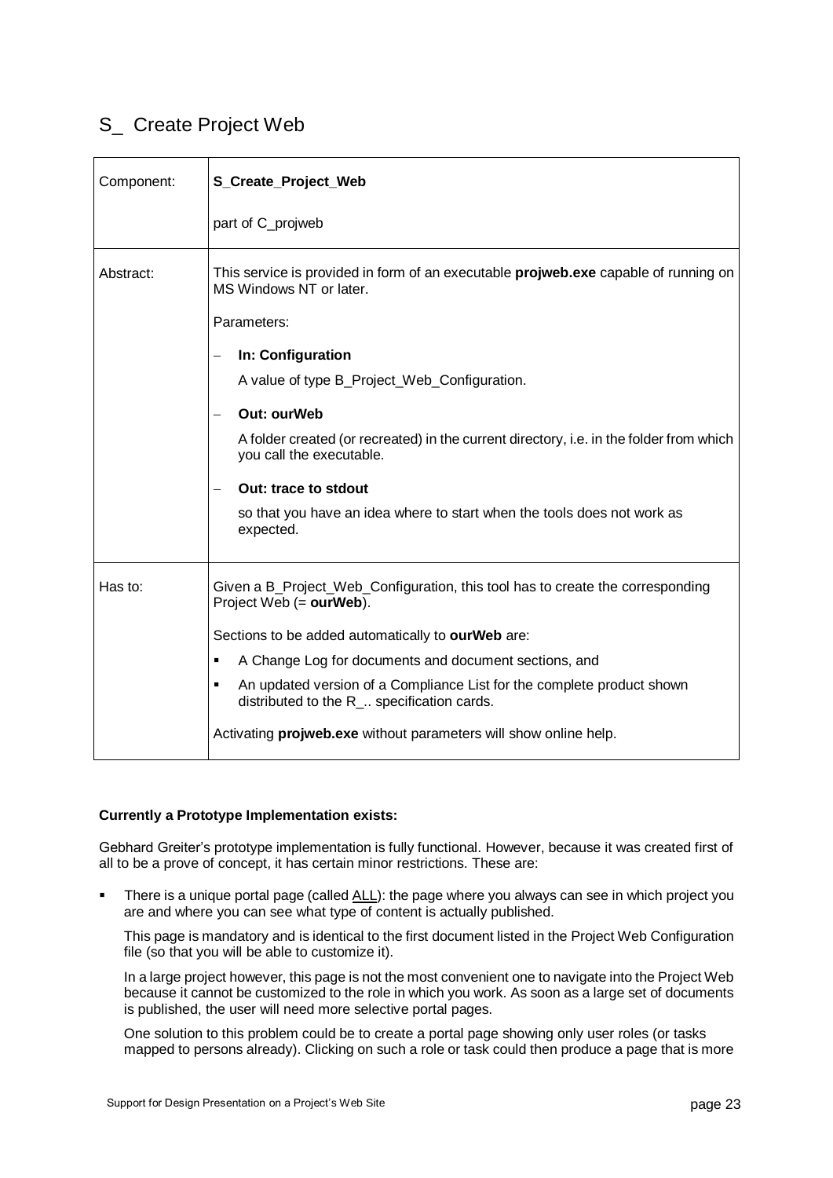# S_ Create Project Web

| Component: | **S_Create_Project_Web**<br><br>part of C_projweb |
|---|---|
| Abstract: | This service is provided in form of an executable **projweb.exe** capable of running on MS Windows NT or later.<br><br>Parameters:<br><br>– **In: Configuration**<br>A value of type B_Project_Web_Configuration.<br><br>– **Out: ourWeb**<br>A folder created (or recreated) in the current directory, i.e. in the folder from which you call the executable.<br><br>– **Out: trace to stdout**<br>so that you have an idea where to start when the tools does not work as expected. |
| Has to: | Given a B_Project_Web_Configuration, this tool has to create the corresponding Project Web (= **ourWeb**).<br><br>Sections to be added automatically to **ourWeb** are:<br><br>▪ A Change Log for documents and document sections, and<br>▪ An updated version of a Compliance List for the complete product shown distributed to the R_.. specification cards.<br><br>Activating **projweb.exe** without parameters will show online help. |

**Currently a Prototype Implementation exists:**

Gebhard Greiter's prototype implementation is fully functional. However, because it was created first of all to be a prove of concept, it has certain minor restrictions. These are:

- There is a unique portal page (called ALL): the page where you always can see in which project you are and where you can see what type of content is actually published.

  This page is mandatory and is identical to the first document listed in the Project Web Configuration file (so that you will be able to customize it).

  In a large project however, this page is not the most convenient one to navigate into the Project Web because it cannot be customized to the role in which you work. As soon as a large set of documents is published, the user will need more selective portal pages.

  One solution to this problem could be to create a portal page showing only user roles (or tasks mapped to persons already). Clicking on such a role or task could then produce a page that is more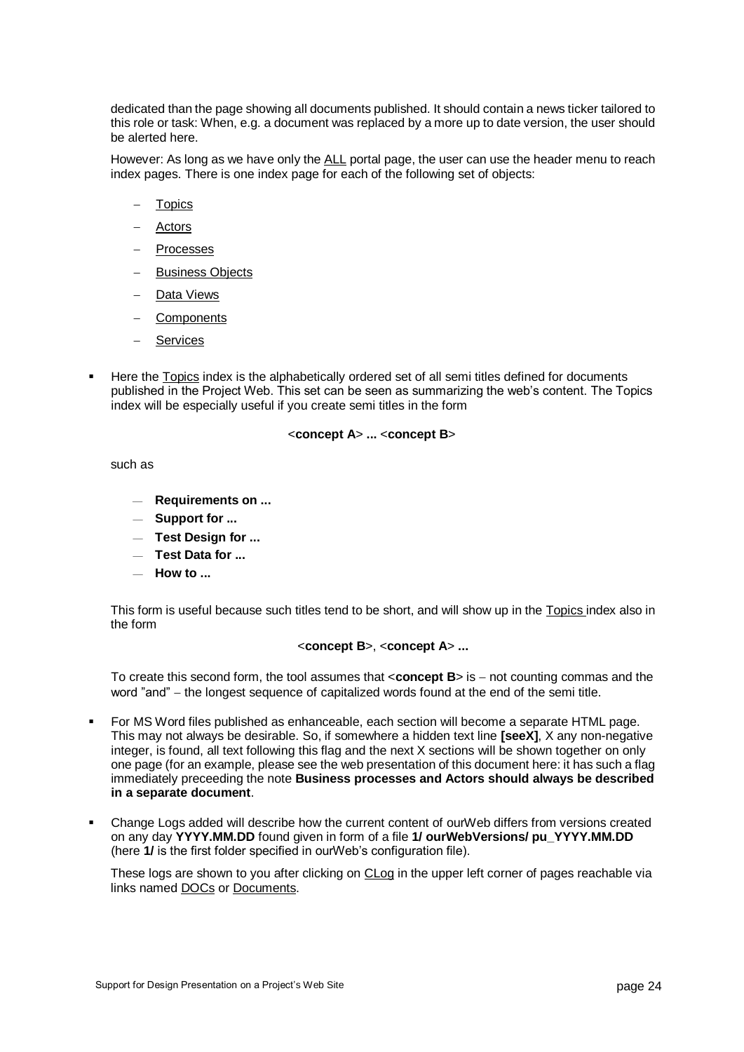dedicated than the page showing all documents published. It should contain a news ticker tailored to this role or task: When, e.g. a document was replaced by a more up to date version, the user should be alerted here.

However: As long as we have only the ALL portal page, the user can use the header menu to reach index pages. There is one index page for each of the following set of objects:

- Topics
- Actors
- Processes
- Business Objects
- Data Views
- Components
- Services

- Here the Topics index is the alphabetically ordered set of all semi titles defined for documents published in the Project Web. This set can be seen as summarizing the web's content. The Topics index will be especially useful if you create semi titles in the form

  <**concept A**> **...** <**concept B**>

  such as

  - **Requirements on ...**
  - **Support for ...**
  - **Test Design for ...**
  - **Test Data for ...**
  - **How to ...**

  This form is useful because such titles tend to be short, and will show up in the Topics index also in the form

  <**concept B**>, <**concept A**> **...**

  To create this second form, the tool assumes that <**concept B**> is – not counting commas and the word "and" – the longest sequence of capitalized words found at the end of the semi title.

- For MS Word files published as enhanceable, each section will become a separate HTML page. This may not always be desirable. So, if somewhere a hidden text line **[seeX]**, X any non-negative integer, is found, all text following this flag and the next X sections will be shown together on only one page (for an example, please see the web presentation of this document here: it has such a flag immediately preceeding the note **Business processes and Actors should always be described in a separate document**.

- Change Logs added will describe how the current content of ourWeb differs from versions created on any day **YYYY.MM.DD** found given in form of a file **1/ ourWebVersions/ pu_YYYY.MM.DD** (here **1/** is the first folder specified in ourWeb's configuration file).

  These logs are shown to you after clicking on CLog in the upper left corner of pages reachable via links named DOCs or Documents.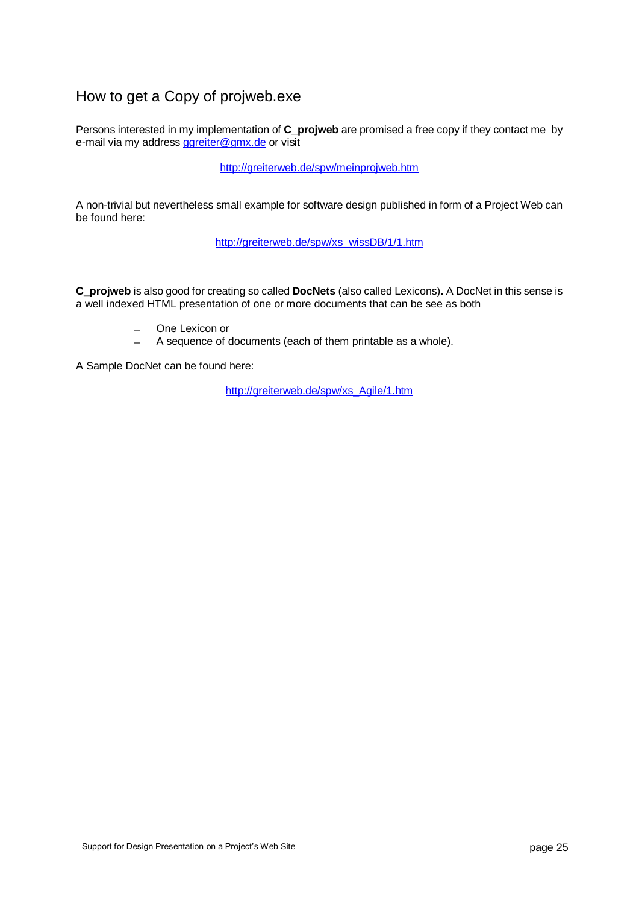## How to get a Copy of projweb.exe

Persons interested in my implementation of **C_projweb** are promised a free copy if they contact me by e-mail via my address ggreiter@gmx.de or visit

http://greiterweb.de/spw/meinprojweb.htm

A non-trivial but nevertheless small example for software design published in form of a Project Web can be found here:

http://greiterweb.de/spw/xs_wissDB/1/1.htm

**C_projweb** is also good for creating so called **DocNets** (also called Lexicons)**.** A DocNet in this sense is a well indexed HTML presentation of one or more documents that can be see as both

- One Lexicon or
- A sequence of documents (each of them printable as a whole).

A Sample DocNet can be found here:

http://greiterweb.de/spw/xs_Agile/1.htm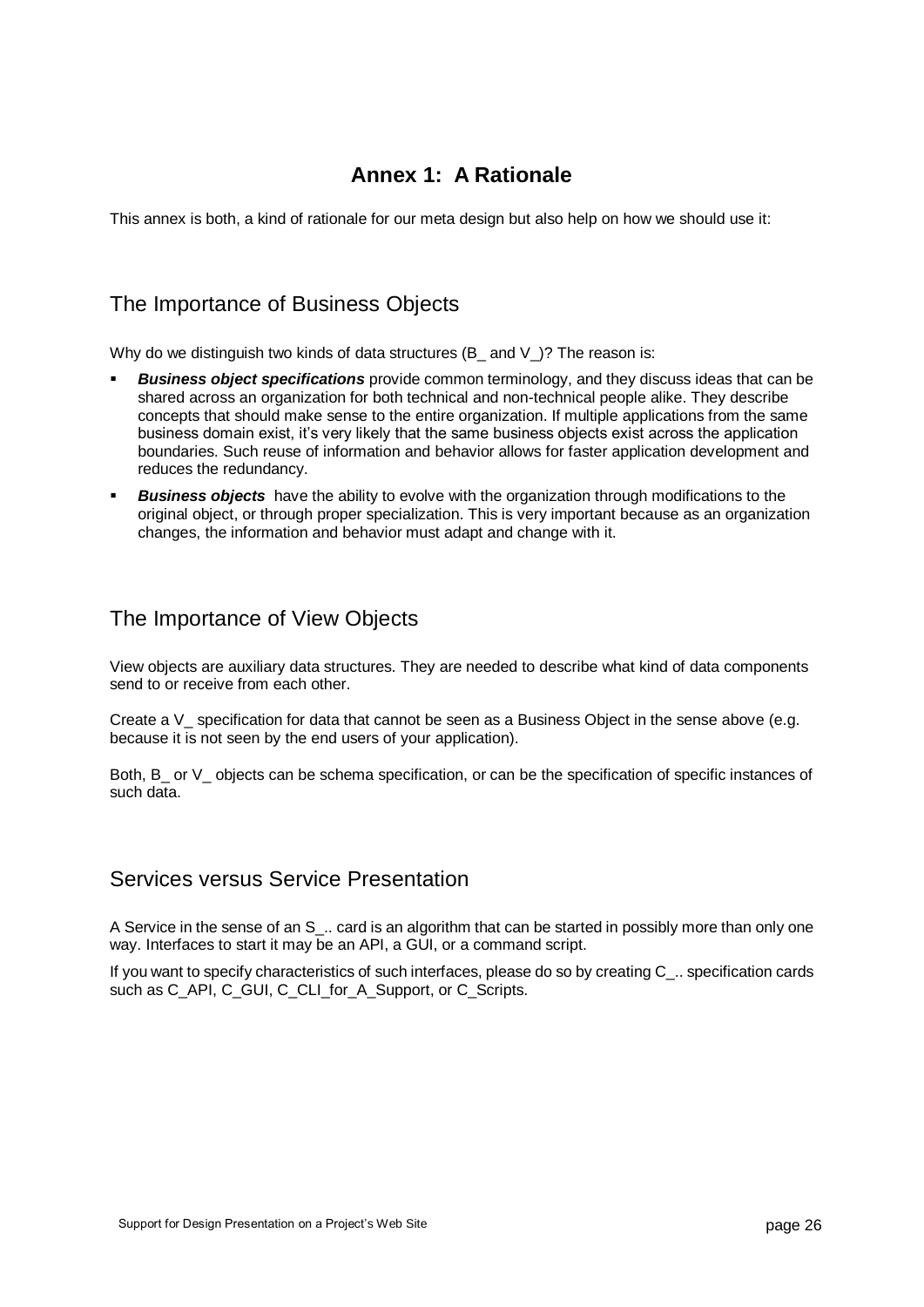# Annex 1: A Rationale

This annex is both, a kind of rationale for our meta design but also help on how we should use it:

## The Importance of Business Objects

Why do we distinguish two kinds of data structures (B_ and V_)? The reason is:

- ***Business object specifications*** provide common terminology, and they discuss ideas that can be shared across an organization for both technical and non-technical people alike. They describe concepts that should make sense to the entire organization. If multiple applications from the same business domain exist, it's very likely that the same business objects exist across the application boundaries. Such reuse of information and behavior allows for faster application development and reduces the redundancy.
- ***Business objects*** have the ability to evolve with the organization through modifications to the original object, or through proper specialization. This is very important because as an organization changes, the information and behavior must adapt and change with it.

## The Importance of View Objects

View objects are auxiliary data structures. They are needed to describe what kind of data components send to or receive from each other.

Create a V_ specification for data that cannot be seen as a Business Object in the sense above (e.g. because it is not seen by the end users of your application).

Both, B_ or V_ objects can be schema specification, or can be the specification of specific instances of such data.

## Services versus Service Presentation

A Service in the sense of an S_.. card is an algorithm that can be started in possibly more than only one way. Interfaces to start it may be an API, a GUI, or a command script.

If you want to specify characteristics of such interfaces, please do so by creating C_.. specification cards such as C_API, C_GUI, C_CLI_for_A_Support, or C_Scripts.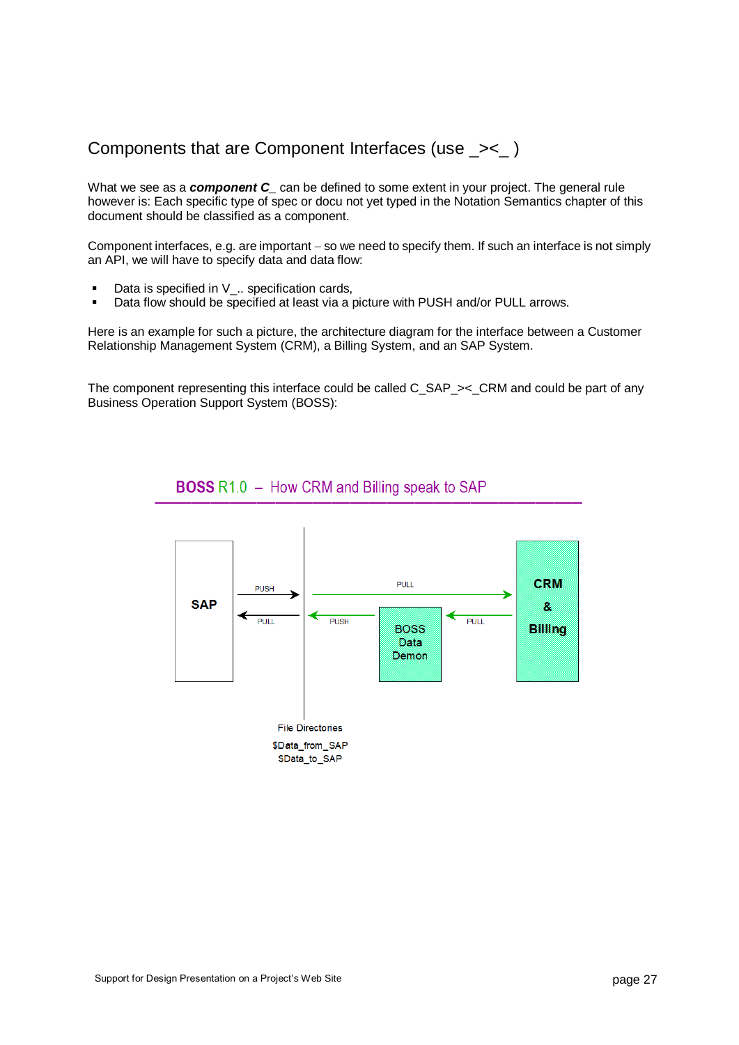## Components that are Component Interfaces (use _><_ )

What we see as a ***component C_*** can be defined to some extent in your project. The general rule however is: Each specific type of spec or docu not yet typed in the Notation Semantics chapter of this document should be classified as a component.

Component interfaces, e.g. are important – so we need to specify them. If such an interface is not simply an API, we will have to specify data and data flow:

- Data is specified in V_.. specification cards,
- Data flow should be specified at least via a picture with PUSH and/or PULL arrows.

Here is an example for such a picture, the architecture diagram for the interface between a Customer Relationship Management System (CRM), a Billing System, and an SAP System.

The component representing this interface could be called C_SAP_><_CRM and could be part of any Business Operation Support System (BOSS):

**BOSS R1.0 – How CRM and Billing speak to SAP**

SAP

PUSH

PULL

PULL

PUSH

BOSS Data Demon

PULL

**CRM & Billing**

File Directories

$Data_from_SAP

$Data_to_SAP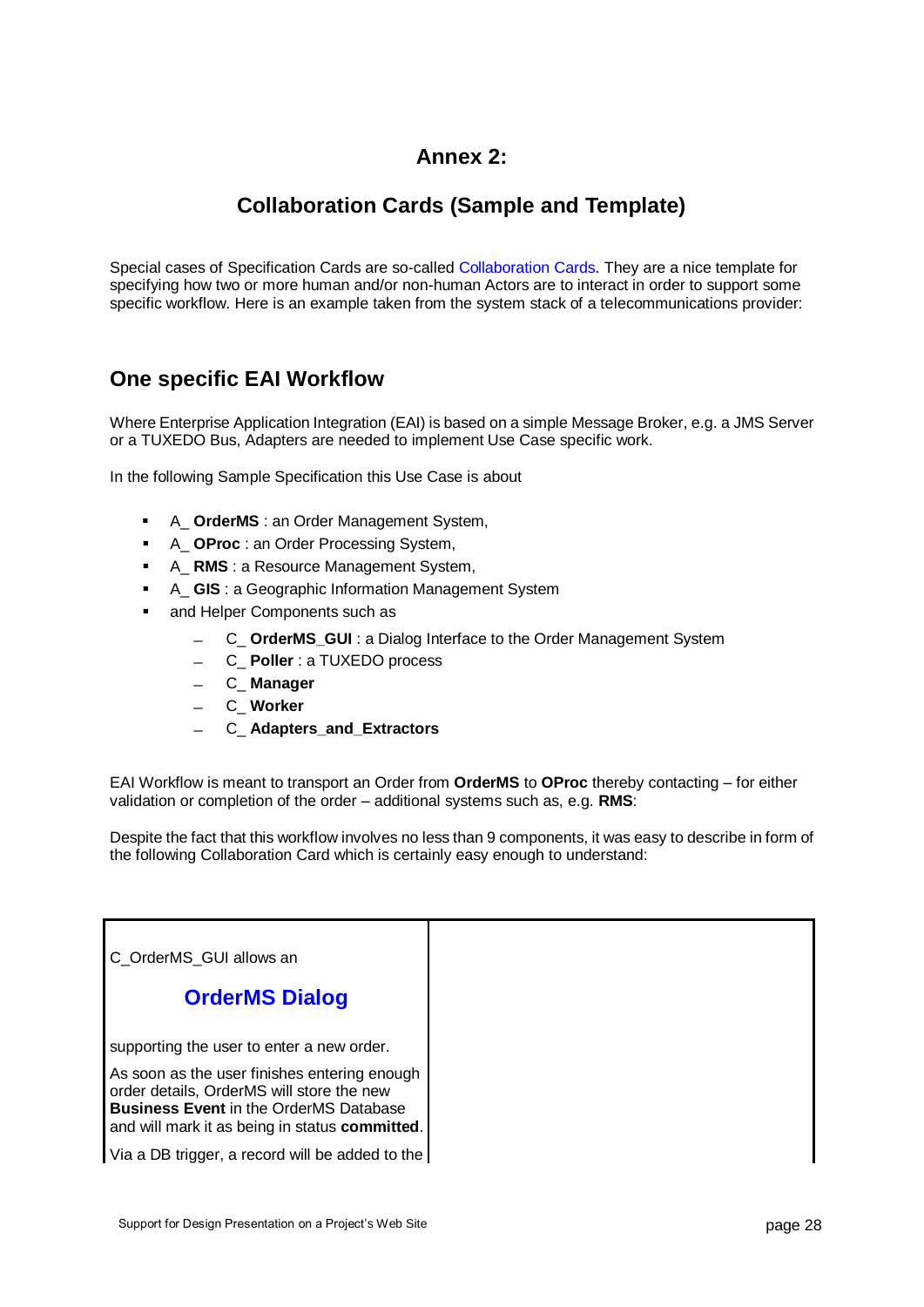# Annex 2:

# Collaboration Cards (Sample and Template)

Special cases of Specification Cards are so-called Collaboration Cards. They are a nice template for specifying how two or more human and/or non-human Actors are to interact in order to support some specific workflow. Here is an example taken from the system stack of a telecommunications provider:

## One specific EAI Workflow

Where Enterprise Application Integration (EAI) is based on a simple Message Broker, e.g. a JMS Server or a TUXEDO Bus, Adapters are needed to implement Use Case specific work.

In the following Sample Specification this Use Case is about

- A_ **OrderMS** : an Order Management System,
- A_ **OProc** : an Order Processing System,
- A_ **RMS** : a Resource Management System,
- A_ **GIS** : a Geographic Information Management System
- and Helper Components such as
  - C_ **OrderMS_GUI** : a Dialog Interface to the Order Management System
  - C_ **Poller** : a TUXEDO process
  - C_ **Manager**
  - C_ **Worker**
  - C_ **Adapters_and_Extractors**

EAI Workflow is meant to transport an Order from **OrderMS** to **OProc** thereby contacting – for either validation or completion of the order – additional systems such as, e.g. **RMS**:

Despite the fact that this workflow involves no less than 9 components, it was easy to describe in form of the following Collaboration Card which is certainly easy enough to understand:

| C_OrderMS_GUI allows an<br><br>**OrderMS Dialog**<br><br>supporting the user to enter a new order.<br><br>As soon as the user finishes entering enough order details, OrderMS will store the new **Business Event** in the OrderMS Database and will mark it as being in status **committed**.<br><br>Via a DB trigger, a record will be added to the | |
|---|---|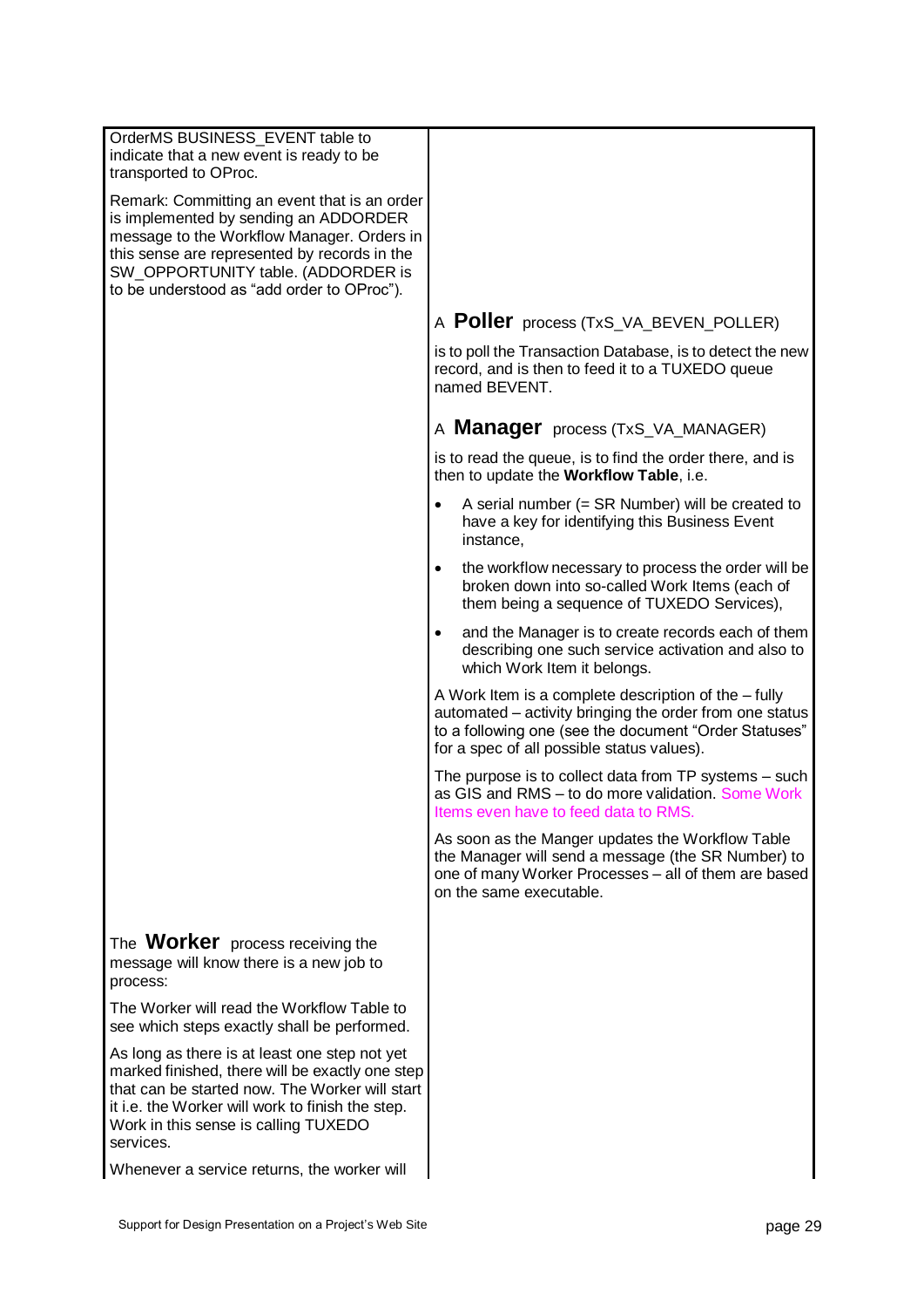OrderMS BUSINESS_EVENT table to indicate that a new event is ready to be transported to OProc.

Remark: Committing an event that is an order is implemented by sending an ADDORDER message to the Workflow Manager. Orders in this sense are represented by records in the SW_OPPORTUNITY table. (ADDORDER is to be understood as "add order to OProc").

A **Poller** process (TxS_VA_BEVEN_POLLER)

is to poll the Transaction Database, is to detect the new record, and is then to feed it to a TUXEDO queue named BEVENT.

A **Manager** process (TxS_VA_MANAGER)

is to read the queue, is to find the order there, and is then to update the **Workflow Table**, i.e.

- A serial number (= SR Number) will be created to have a key for identifying this Business Event instance,
- the workflow necessary to process the order will be broken down into so-called Work Items (each of them being a sequence of TUXEDO Services),
- and the Manager is to create records each of them describing one such service activation and also to which Work Item it belongs.

A Work Item is a complete description of the – fully automated – activity bringing the order from one status to a following one (see the document "Order Statuses" for a spec of all possible status values).

The purpose is to collect data from TP systems – such as GIS and RMS – to do more validation. Some Work Items even have to feed data to RMS.

As soon as the Manger updates the Workflow Table the Manager will send a message (the SR Number) to one of many Worker Processes – all of them are based on the same executable.

The **Worker** process receiving the message will know there is a new job to process:

The Worker will read the Workflow Table to see which steps exactly shall be performed.

As long as there is at least one step not yet marked finished, there will be exactly one step that can be started now. The Worker will start it i.e. the Worker will work to finish the step. Work in this sense is calling TUXEDO services.

Whenever a service returns, the worker will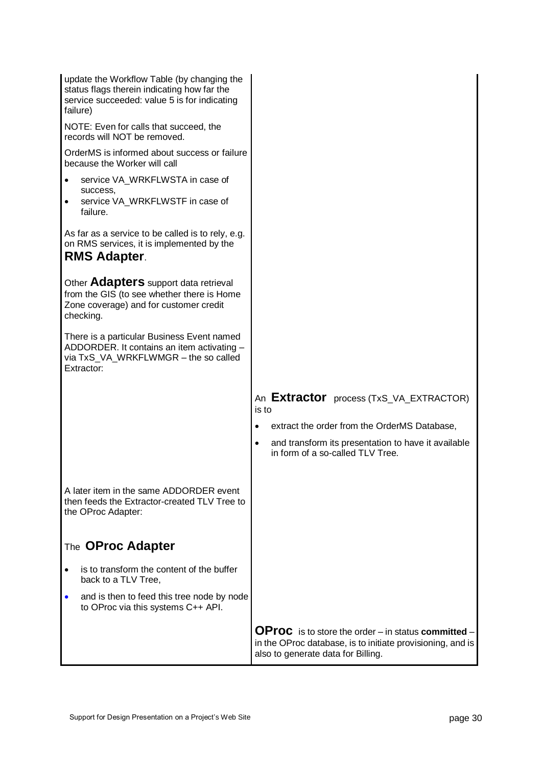update the Workflow Table (by changing the status flags therein indicating how far the service succeeded: value 5 is for indicating failure)

NOTE: Even for calls that succeed, the records will NOT be removed.

OrderMS is informed about success or failure because the Worker will call

- service VA_WRKFLWSTA in case of success,
- service VA_WRKFLWSTF in case of failure.

As far as a service to be called is to rely, e.g. on RMS services, it is implemented by the **RMS Adapter**.

Other **Adapters** support data retrieval from the GIS (to see whether there is Home Zone coverage) and for customer credit checking.

There is a particular Business Event named ADDORDER. It contains an item activating – via TxS_VA_WRKFLWMGR – the so called Extractor:

An **Extractor** process (TxS_VA_EXTRACTOR) is to

- extract the order from the OrderMS Database,
- and transform its presentation to have it available in form of a so-called TLV Tree.

A later item in the same ADDORDER event then feeds the Extractor-created TLV Tree to the OProc Adapter:

The **OProc Adapter**

- is to transform the content of the buffer back to a TLV Tree,
- and is then to feed this tree node by node to OProc via this systems C++ API.

**OProc** is to store the order – in status **committed** – in the OProc database, is to initiate provisioning, and is also to generate data for Billing.